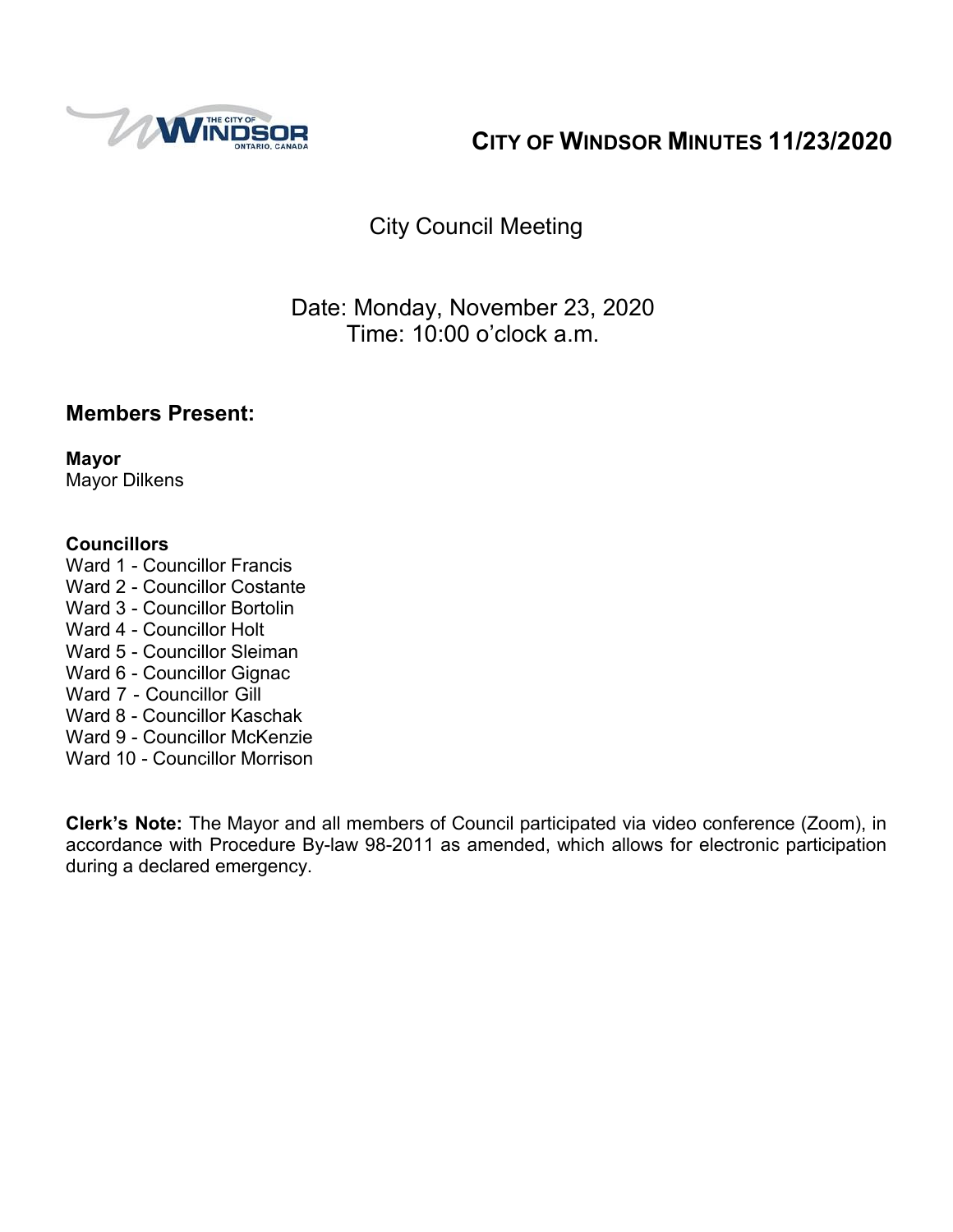# City of Windsor Minutes 11/23/2020

## City Council Meeting

Date: Monday, November 23, 2020
Time: 10:00 o'clock a.m.

## Members Present:

**Mayor**
Mayor Dilkens

**Councillors**
Ward 1 - Councillor Francis
Ward 2 - Councillor Costante
Ward 3 - Councillor Bortolin
Ward 4 - Councillor Holt
Ward 5 - Councillor Sleiman
Ward 6 - Councillor Gignac
Ward 7 - Councillor Gill
Ward 8 - Councillor Kaschak
Ward 9 - Councillor McKenzie
Ward 10 - Councillor Morrison

**Clerk's Note:** The Mayor and all members of Council participated via video conference (Zoom), in accordance with Procedure By-law 98-2011 as amended, which allows for electronic participation during a declared emergency.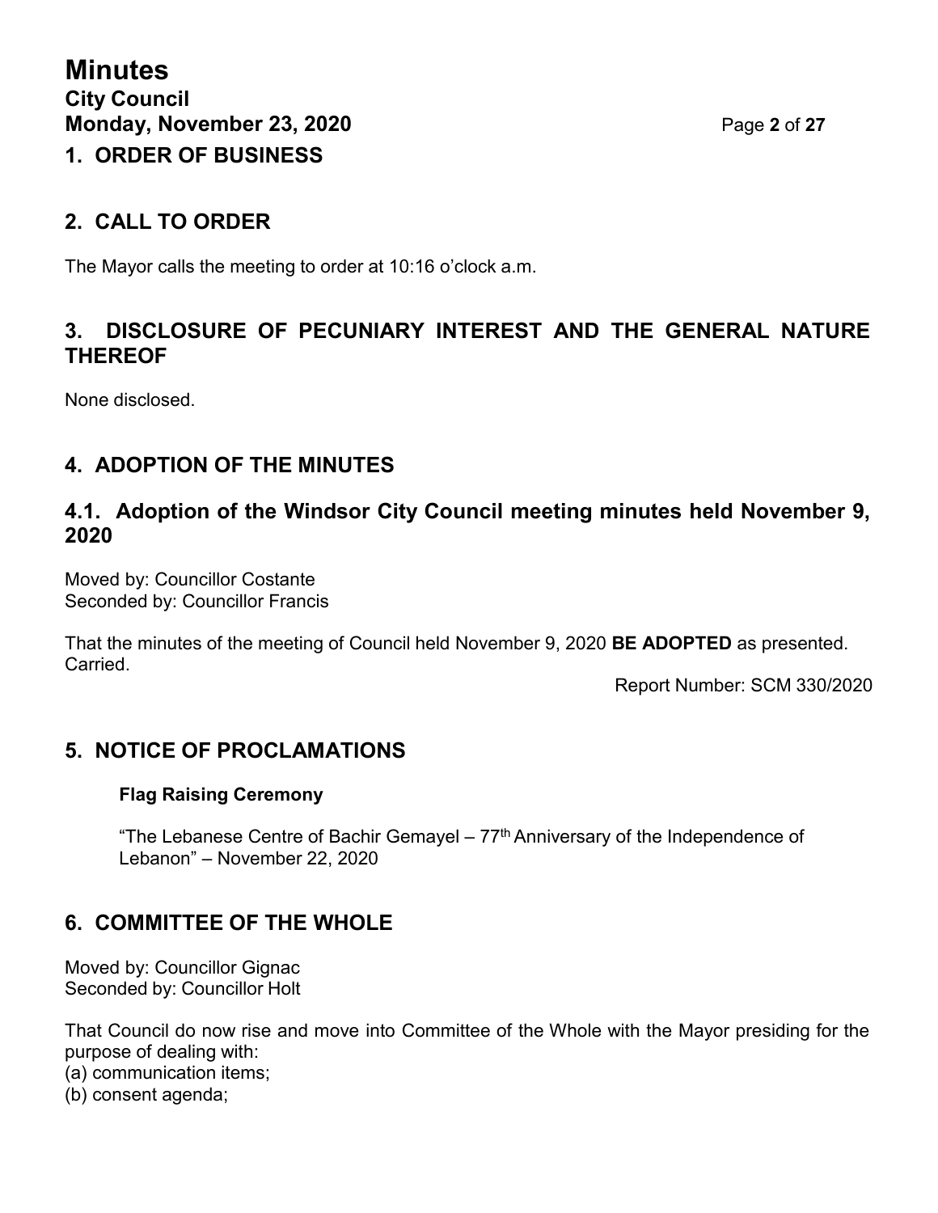# 1. ORDER OF BUSINESS

# 2. CALL TO ORDER

The Mayor calls the meeting to order at 10:16 o'clock a.m.

# 3. DISCLOSURE OF PECUNIARY INTEREST AND THE GENERAL NATURE THEREOF

None disclosed.

# 4. ADOPTION OF THE MINUTES

## 4.1. Adoption of the Windsor City Council meeting minutes held November 9, 2020

Moved by: Councillor Costante
Seconded by: Councillor Francis

That the minutes of the meeting of Council held November 9, 2020 **BE ADOPTED** as presented.
Carried.

Report Number: SCM 330/2020

# 5. NOTICE OF PROCLAMATIONS

**Flag Raising Ceremony**

"The Lebanese Centre of Bachir Gemayel – 77th Anniversary of the Independence of Lebanon" – November 22, 2020

# 6. COMMITTEE OF THE WHOLE

Moved by: Councillor Gignac
Seconded by: Councillor Holt

That Council do now rise and move into Committee of the Whole with the Mayor presiding for the purpose of dealing with:
(a) communication items;
(b) consent agenda;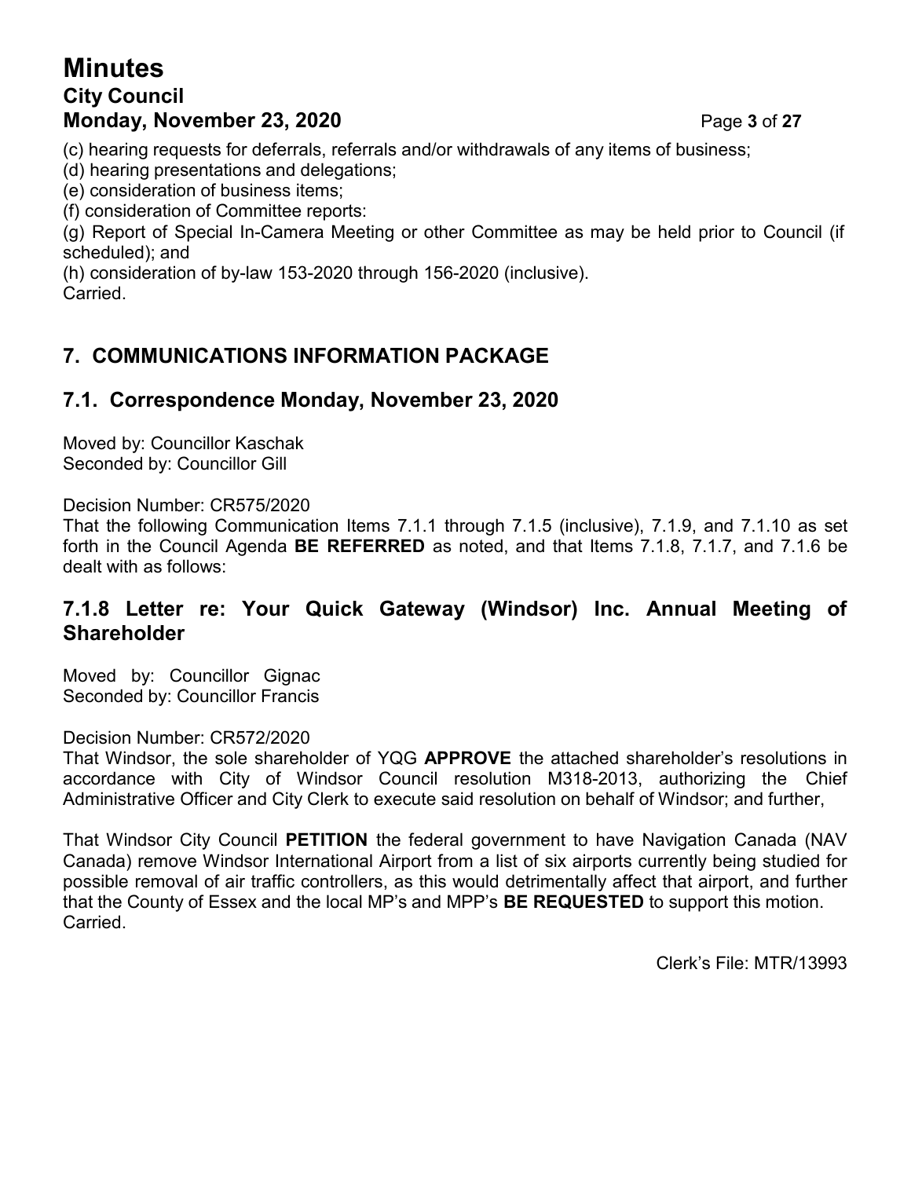(c) hearing requests for deferrals, referrals and/or withdrawals of any items of business;
(d) hearing presentations and delegations;
(e) consideration of business items;
(f) consideration of Committee reports:
(g) Report of Special In-Camera Meeting or other Committee as may be held prior to Council (if scheduled); and
(h) consideration of by-law 153-2020 through 156-2020 (inclusive).
Carried.

## 7. COMMUNICATIONS INFORMATION PACKAGE

## 7.1. Correspondence Monday, November 23, 2020

Moved by: Councillor Kaschak
Seconded by: Councillor Gill

Decision Number: CR575/2020
That the following Communication Items 7.1.1 through 7.1.5 (inclusive), 7.1.9, and 7.1.10 as set forth in the Council Agenda **BE REFERRED** as noted, and that Items 7.1.8, 7.1.7, and 7.1.6 be dealt with as follows:

## 7.1.8 Letter re: Your Quick Gateway (Windsor) Inc. Annual Meeting of Shareholder

Moved by: Councillor Gignac
Seconded by: Councillor Francis

Decision Number: CR572/2020
That Windsor, the sole shareholder of YQG **APPROVE** the attached shareholder's resolutions in accordance with City of Windsor Council resolution M318-2013, authorizing the Chief Administrative Officer and City Clerk to execute said resolution on behalf of Windsor; and further,

That Windsor City Council **PETITION** the federal government to have Navigation Canada (NAV Canada) remove Windsor International Airport from a list of six airports currently being studied for possible removal of air traffic controllers, as this would detrimentally affect that airport, and further that the County of Essex and the local MP's and MPP's **BE REQUESTED** to support this motion.
Carried.

Clerk's File: MTR/13993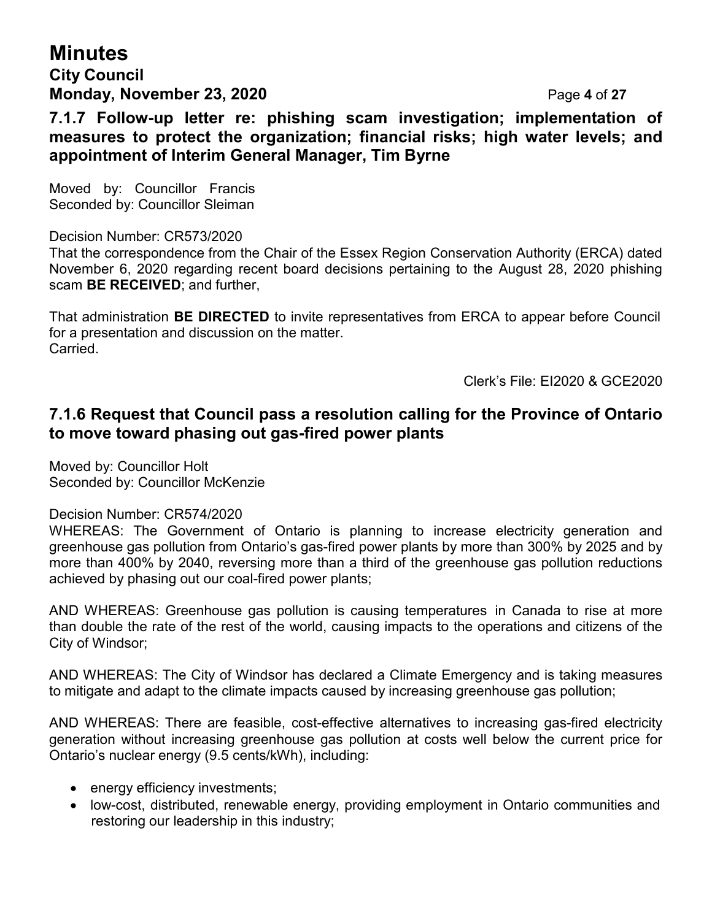### 7.1.7 Follow-up letter re: phishing scam investigation; implementation of measures to protect the organization; financial risks; high water levels; and appointment of Interim General Manager, Tim Byrne

Moved by: Councillor Francis
Seconded by: Councillor Sleiman

Decision Number: CR573/2020
That the correspondence from the Chair of the Essex Region Conservation Authority (ERCA) dated November 6, 2020 regarding recent board decisions pertaining to the August 28, 2020 phishing scam **BE RECEIVED**; and further,

That administration **BE DIRECTED** to invite representatives from ERCA to appear before Council for a presentation and discussion on the matter.
Carried.

Clerk's File: EI2020 & GCE2020

### 7.1.6 Request that Council pass a resolution calling for the Province of Ontario to move toward phasing out gas-fired power plants

Moved by: Councillor Holt
Seconded by: Councillor McKenzie

Decision Number: CR574/2020
WHEREAS: The Government of Ontario is planning to increase electricity generation and greenhouse gas pollution from Ontario's gas-fired power plants by more than 300% by 2025 and by more than 400% by 2040, reversing more than a third of the greenhouse gas pollution reductions achieved by phasing out our coal-fired power plants;

AND WHEREAS: Greenhouse gas pollution is causing temperatures in Canada to rise at more than double the rate of the rest of the world, causing impacts to the operations and citizens of the City of Windsor;

AND WHEREAS: The City of Windsor has declared a Climate Emergency and is taking measures to mitigate and adapt to the climate impacts caused by increasing greenhouse gas pollution;

AND WHEREAS: There are feasible, cost-effective alternatives to increasing gas-fired electricity generation without increasing greenhouse gas pollution at costs well below the current price for Ontario's nuclear energy (9.5 cents/kWh), including:

- energy efficiency investments;
- low-cost, distributed, renewable energy, providing employment in Ontario communities and restoring our leadership in this industry;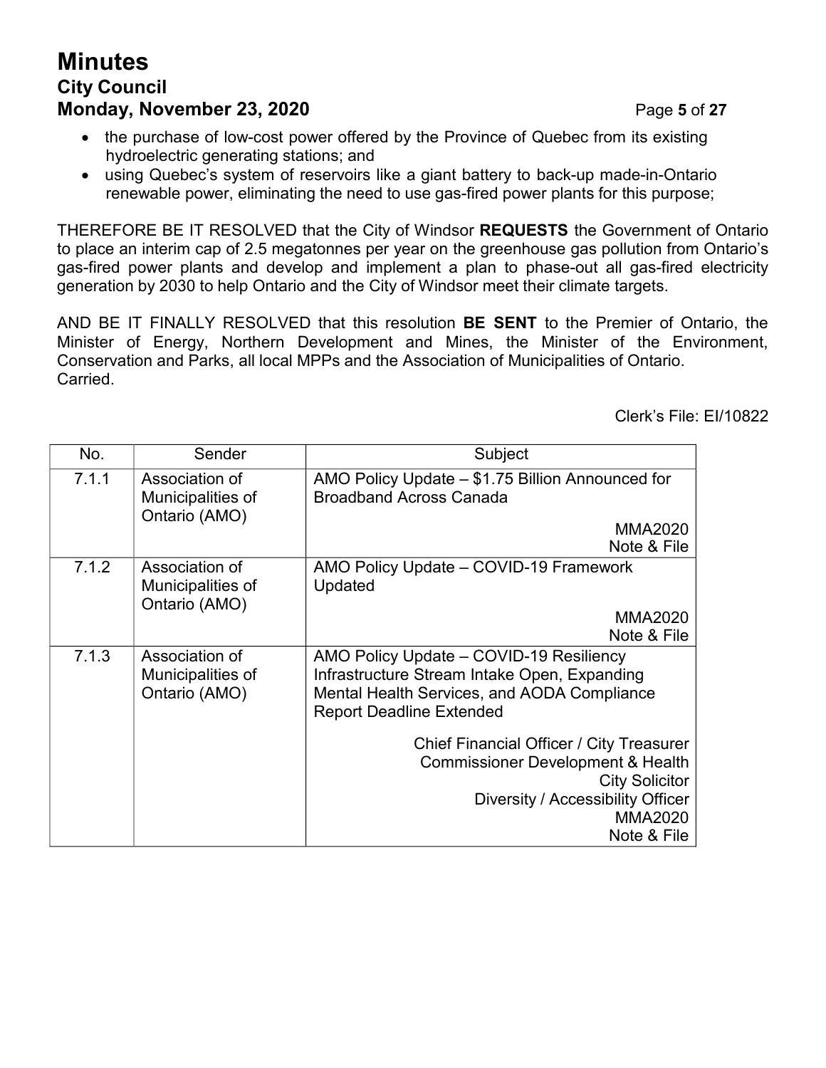- the purchase of low-cost power offered by the Province of Quebec from its existing hydroelectric generating stations; and
- using Quebec's system of reservoirs like a giant battery to back-up made-in-Ontario renewable power, eliminating the need to use gas-fired power plants for this purpose;

THEREFORE BE IT RESOLVED that the City of Windsor **REQUESTS** the Government of Ontario to place an interim cap of 2.5 megatonnes per year on the greenhouse gas pollution from Ontario's gas-fired power plants and develop and implement a plan to phase-out all gas-fired electricity generation by 2030 to help Ontario and the City of Windsor meet their climate targets.

AND BE IT FINALLY RESOLVED that this resolution **BE SENT** to the Premier of Ontario, the Minister of Energy, Northern Development and Mines, the Minister of the Environment, Conservation and Parks, all local MPPs and the Association of Municipalities of Ontario.
Carried.

Clerk's File: EI/10822

| No. | Sender | Subject |
|---|---|---|
| 7.1.1 | Association of Municipalities of Ontario (AMO) | AMO Policy Update – $1.75 Billion Announced for Broadband Across Canada<br>MMA2020<br>Note & File |
| 7.1.2 | Association of Municipalities of Ontario (AMO) | AMO Policy Update – COVID-19 Framework Updated<br>MMA2020<br>Note & File |
| 7.1.3 | Association of Municipalities of Ontario (AMO) | AMO Policy Update – COVID-19 Resiliency Infrastructure Stream Intake Open, Expanding Mental Health Services, and AODA Compliance Report Deadline Extended<br>Chief Financial Officer / City Treasurer<br>Commissioner Development & Health<br>City Solicitor<br>Diversity / Accessibility Officer<br>MMA2020<br>Note & File |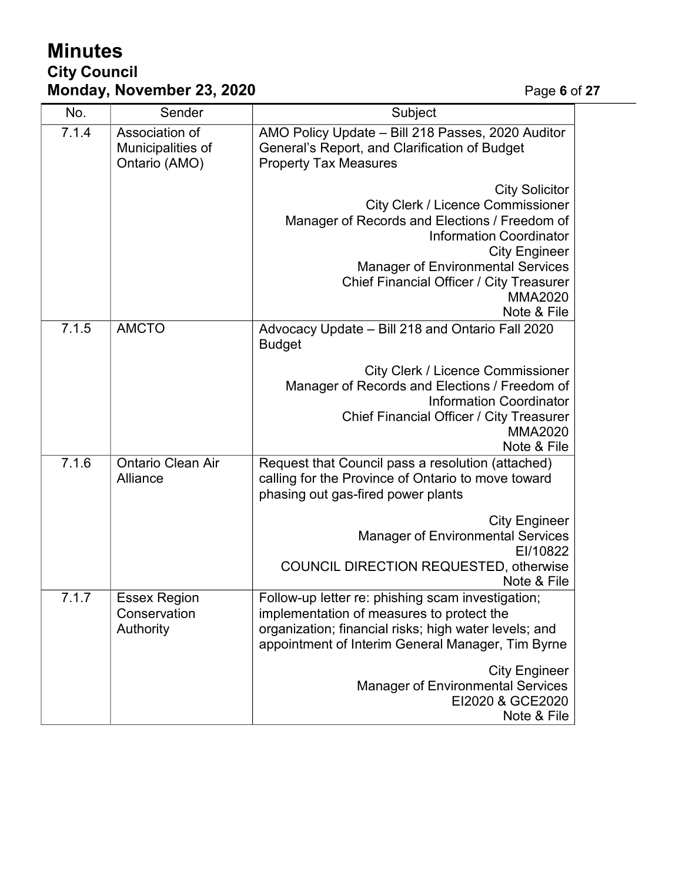| No. | Sender | Subject |
|---|---|---|
| 7.1.4 | Association of Municipalities of Ontario (AMO) | AMO Policy Update – Bill 218 Passes, 2020 Auditor General's Report, and Clarification of Budget Property Tax Measures<br><br>City Solicitor<br>City Clerk / Licence Commissioner<br>Manager of Records and Elections / Freedom of Information Coordinator<br>City Engineer<br>Manager of Environmental Services<br>Chief Financial Officer / City Treasurer<br>MMA2020<br>Note & File |
| 7.1.5 | AMCTO | Advocacy Update – Bill 218 and Ontario Fall 2020 Budget<br><br>City Clerk / Licence Commissioner<br>Manager of Records and Elections / Freedom of Information Coordinator<br>Chief Financial Officer / City Treasurer<br>MMA2020<br>Note & File |
| 7.1.6 | Ontario Clean Air Alliance | Request that Council pass a resolution (attached) calling for the Province of Ontario to move toward phasing out gas-fired power plants<br><br>City Engineer<br>Manager of Environmental Services<br>EI/10822<br>COUNCIL DIRECTION REQUESTED, otherwise Note & File |
| 7.1.7 | Essex Region Conservation Authority | Follow-up letter re: phishing scam investigation; implementation of measures to protect the organization; financial risks; high water levels; and appointment of Interim General Manager, Tim Byrne<br><br>City Engineer<br>Manager of Environmental Services<br>EI2020 & GCE2020<br>Note & File |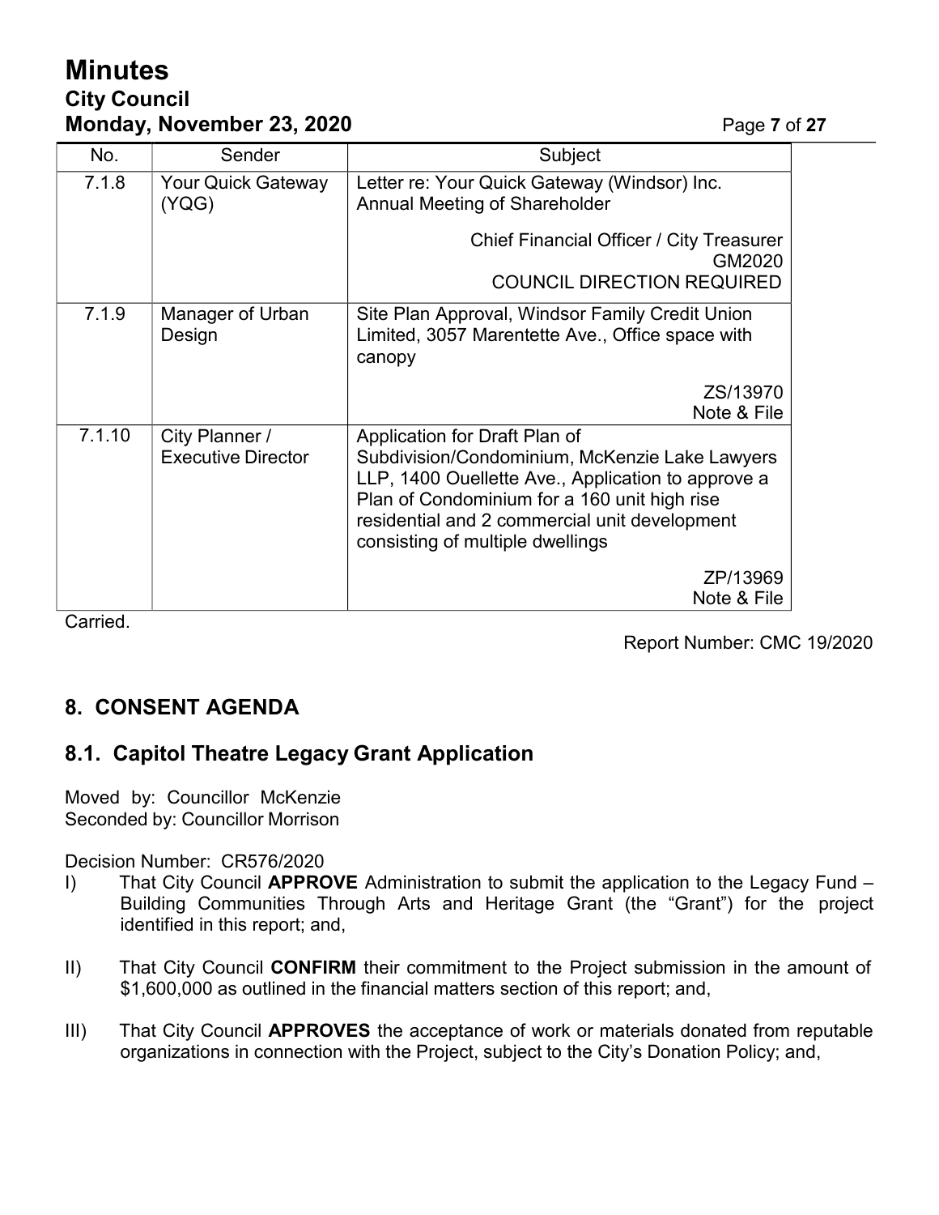| No. | Sender | Subject |
| --- | --- | --- |
| 7.1.8 | Your Quick Gateway (YQG) | Letter re: Your Quick Gateway (Windsor) Inc. Annual Meeting of Shareholder<br><br>Chief Financial Officer / City Treasurer<br>GM2020<br>COUNCIL DIRECTION REQUIRED |
| 7.1.9 | Manager of Urban Design | Site Plan Approval, Windsor Family Credit Union Limited, 3057 Marentette Ave., Office space with canopy<br><br>ZS/13970<br>Note & File |
| 7.1.10 | City Planner / Executive Director | Application for Draft Plan of Subdivision/Condominium, McKenzie Lake Lawyers LLP, 1400 Ouellette Ave., Application to approve a Plan of Condominium for a 160 unit high rise residential and 2 commercial unit development consisting of multiple dwellings<br><br>ZP/13969<br>Note & File |

Carried.

Report Number: CMC 19/2020

## 8. CONSENT AGENDA

## 8.1. Capitol Theatre Legacy Grant Application

Moved by: Councillor McKenzie
Seconded by: Councillor Morrison

Decision Number: CR576/2020

I) That City Council **APPROVE** Administration to submit the application to the Legacy Fund – Building Communities Through Arts and Heritage Grant (the "Grant") for the project identified in this report; and,

II) That City Council **CONFIRM** their commitment to the Project submission in the amount of $1,600,000 as outlined in the financial matters section of this report; and,

III) That City Council **APPROVES** the acceptance of work or materials donated from reputable organizations in connection with the Project, subject to the City's Donation Policy; and,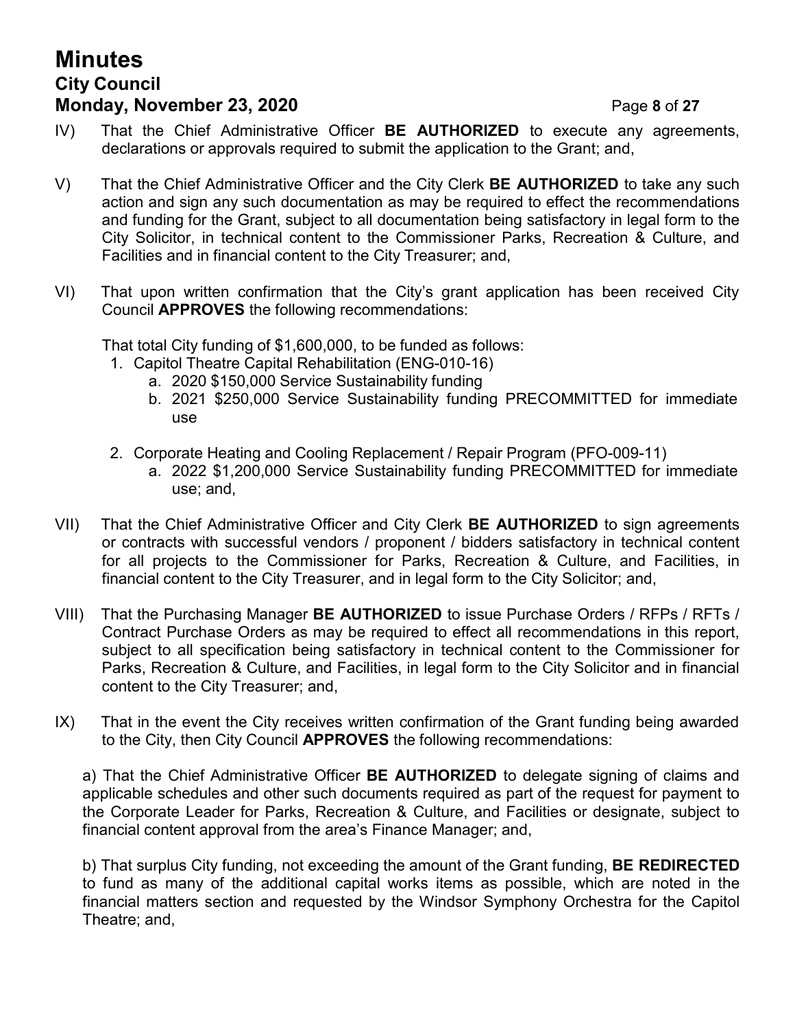IV) That the Chief Administrative Officer **BE AUTHORIZED** to execute any agreements, declarations or approvals required to submit the application to the Grant; and,

V) That the Chief Administrative Officer and the City Clerk **BE AUTHORIZED** to take any such action and sign any such documentation as may be required to effect the recommendations and funding for the Grant, subject to all documentation being satisfactory in legal form to the City Solicitor, in technical content to the Commissioner Parks, Recreation & Culture, and Facilities and in financial content to the City Treasurer; and,

VI) That upon written confirmation that the City's grant application has been received City Council **APPROVES** the following recommendations:

That total City funding of $1,600,000, to be funded as follows:

1. Capitol Theatre Capital Rehabilitation (ENG-010-16)
   a. 2020 $150,000 Service Sustainability funding
   b. 2021 $250,000 Service Sustainability funding PRECOMMITTED for immediate use

2. Corporate Heating and Cooling Replacement / Repair Program (PFO-009-11)
   a. 2022 $1,200,000 Service Sustainability funding PRECOMMITTED for immediate use; and,

VII) That the Chief Administrative Officer and City Clerk **BE AUTHORIZED** to sign agreements or contracts with successful vendors / proponent / bidders satisfactory in technical content for all projects to the Commissioner for Parks, Recreation & Culture, and Facilities, in financial content to the City Treasurer, and in legal form to the City Solicitor; and,

VIII) That the Purchasing Manager **BE AUTHORIZED** to issue Purchase Orders / RFPs / RFTs / Contract Purchase Orders as may be required to effect all recommendations in this report, subject to all specification being satisfactory in technical content to the Commissioner for Parks, Recreation & Culture, and Facilities, in legal form to the City Solicitor and in financial content to the City Treasurer; and,

IX) That in the event the City receives written confirmation of the Grant funding being awarded to the City, then City Council **APPROVES** the following recommendations:

a) That the Chief Administrative Officer **BE AUTHORIZED** to delegate signing of claims and applicable schedules and other such documents required as part of the request for payment to the Corporate Leader for Parks, Recreation & Culture, and Facilities or designate, subject to financial content approval from the area's Finance Manager; and,

b) That surplus City funding, not exceeding the amount of the Grant funding, **BE REDIRECTED** to fund as many of the additional capital works items as possible, which are noted in the financial matters section and requested by the Windsor Symphony Orchestra for the Capitol Theatre; and,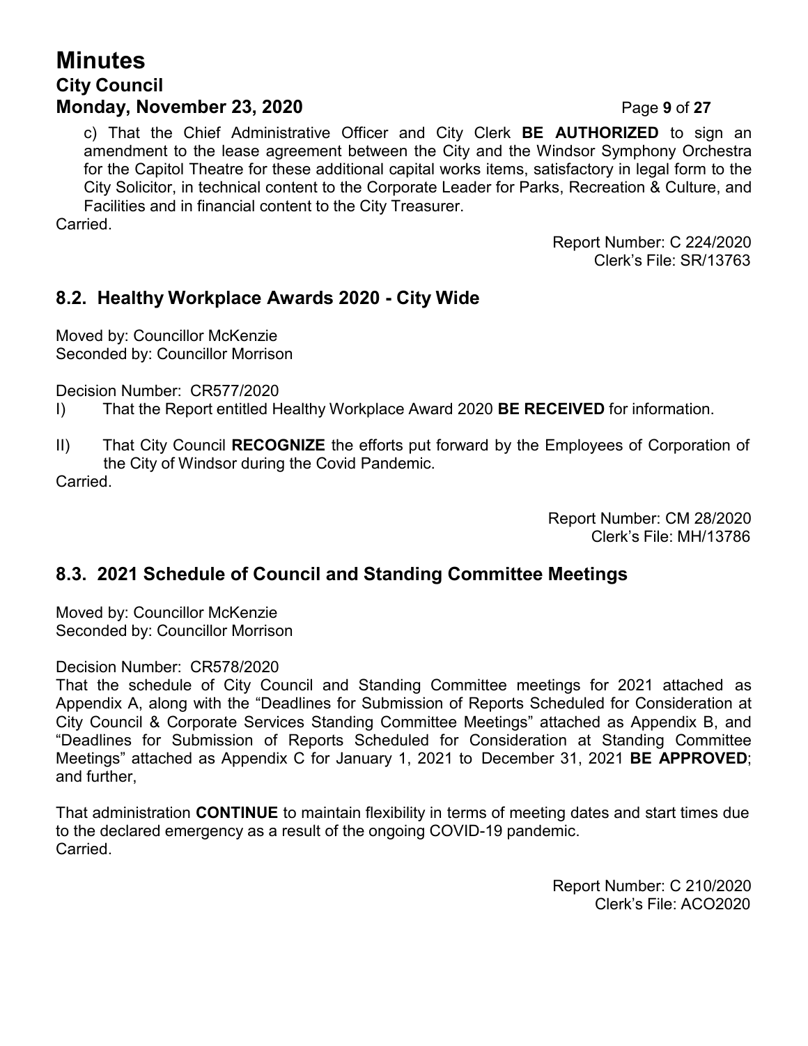c) That the Chief Administrative Officer and City Clerk **BE AUTHORIZED** to sign an amendment to the lease agreement between the City and the Windsor Symphony Orchestra for the Capitol Theatre for these additional capital works items, satisfactory in legal form to the City Solicitor, in technical content to the Corporate Leader for Parks, Recreation & Culture, and Facilities and in financial content to the City Treasurer.

Carried.

Report Number: C 224/2020
Clerk's File: SR/13763

## 8.2. Healthy Workplace Awards 2020 - City Wide

Moved by: Councillor McKenzie
Seconded by: Councillor Morrison

Decision Number: CR577/2020

I) That the Report entitled Healthy Workplace Award 2020 **BE RECEIVED** for information.

II) That City Council **RECOGNIZE** the efforts put forward by the Employees of Corporation of the City of Windsor during the Covid Pandemic.

Carried.

Report Number: CM 28/2020
Clerk's File: MH/13786

## 8.3. 2021 Schedule of Council and Standing Committee Meetings

Moved by: Councillor McKenzie
Seconded by: Councillor Morrison

Decision Number: CR578/2020

That the schedule of City Council and Standing Committee meetings for 2021 attached as Appendix A, along with the "Deadlines for Submission of Reports Scheduled for Consideration at City Council & Corporate Services Standing Committee Meetings" attached as Appendix B, and "Deadlines for Submission of Reports Scheduled for Consideration at Standing Committee Meetings" attached as Appendix C for January 1, 2021 to December 31, 2021 **BE APPROVED**; and further,

That administration **CONTINUE** to maintain flexibility in terms of meeting dates and start times due to the declared emergency as a result of the ongoing COVID-19 pandemic.

Carried.

Report Number: C 210/2020
Clerk's File: ACO2020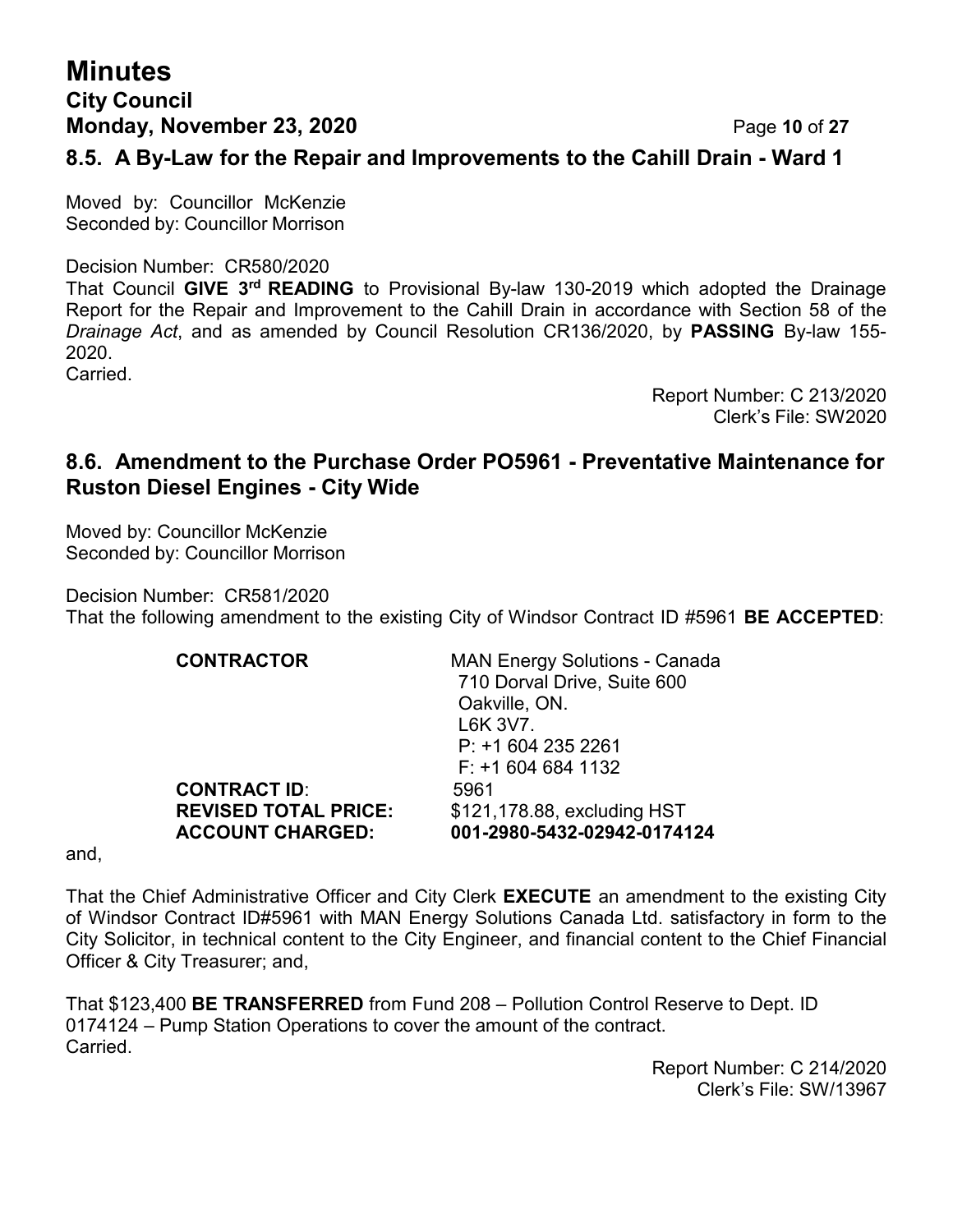## 8.5. A By-Law for the Repair and Improvements to the Cahill Drain - Ward 1

Moved by: Councillor McKenzie
Seconded by: Councillor Morrison

Decision Number: CR580/2020
That Council **GIVE 3rd READING** to Provisional By-law 130-2019 which adopted the Drainage Report for the Repair and Improvement to the Cahill Drain in accordance with Section 58 of the *Drainage Act*, and as amended by Council Resolution CR136/2020, by **PASSING** By-law 155-2020.
Carried.

Report Number: C 213/2020
Clerk's File: SW2020

## 8.6. Amendment to the Purchase Order PO5961 - Preventative Maintenance for Ruston Diesel Engines - City Wide

Moved by: Councillor McKenzie
Seconded by: Councillor Morrison

Decision Number: CR581/2020
That the following amendment to the existing City of Windsor Contract ID #5961 **BE ACCEPTED**:

**CONTRACTOR** MAN Energy Solutions - Canada
710 Dorval Drive, Suite 600
Oakville, ON.
L6K 3V7.
P: +1 604 235 2261
F: +1 604 684 1132
**CONTRACT ID**: 5961
**REVISED TOTAL PRICE:** $121,178.88, excluding HST
**ACCOUNT CHARGED:** **001-2980-5432-02942-0174124**

and,

That the Chief Administrative Officer and City Clerk **EXECUTE** an amendment to the existing City of Windsor Contract ID#5961 with MAN Energy Solutions Canada Ltd. satisfactory in form to the City Solicitor, in technical content to the City Engineer, and financial content to the Chief Financial Officer & City Treasurer; and,

That $123,400 **BE TRANSFERRED** from Fund 208 – Pollution Control Reserve to Dept. ID 0174124 – Pump Station Operations to cover the amount of the contract.
Carried.

Report Number: C 214/2020
Clerk's File: SW/13967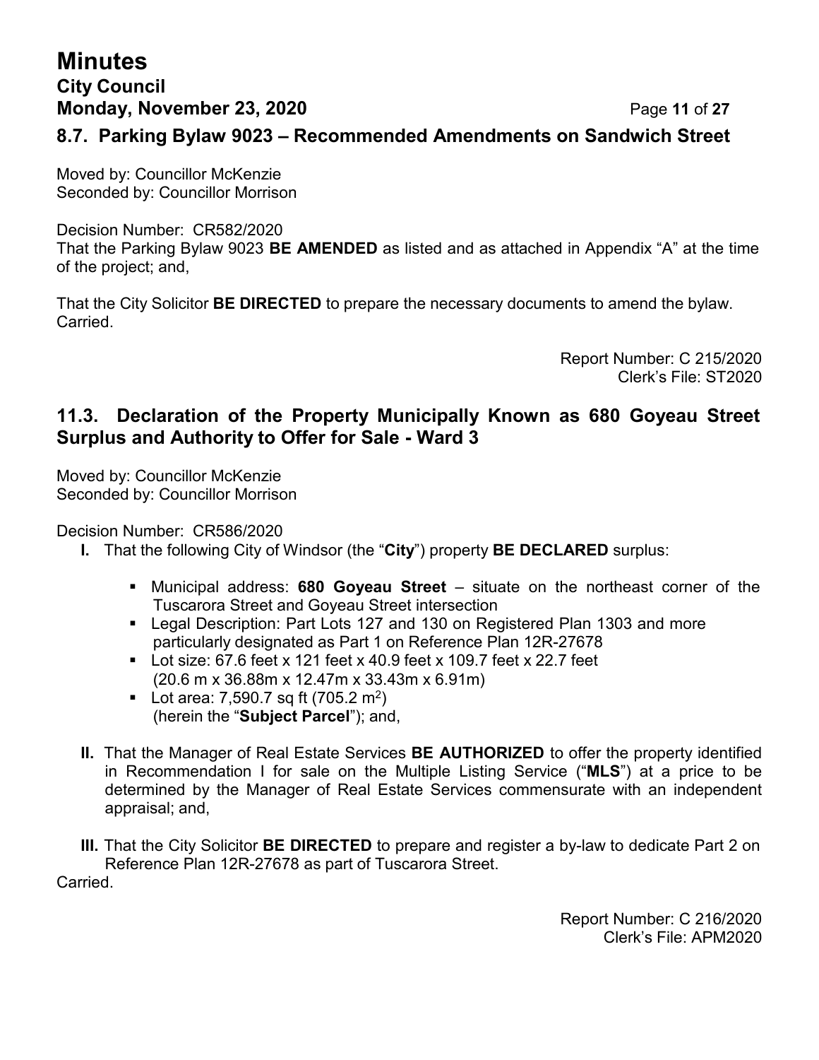## 8.7. Parking Bylaw 9023 – Recommended Amendments on Sandwich Street

Moved by: Councillor McKenzie
Seconded by: Councillor Morrison

Decision Number: CR582/2020
That the Parking Bylaw 9023 **BE AMENDED** as listed and as attached in Appendix "A" at the time of the project; and,

That the City Solicitor **BE DIRECTED** to prepare the necessary documents to amend the bylaw.
Carried.

Report Number: C 215/2020
Clerk's File: ST2020

## 11.3. Declaration of the Property Municipally Known as 680 Goyeau Street Surplus and Authority to Offer for Sale - Ward 3

Moved by: Councillor McKenzie
Seconded by: Councillor Morrison

Decision Number: CR586/2020

**I.** That the following City of Windsor (the "**City**") property **BE DECLARED** surplus:

- Municipal address: **680 Goyeau Street** – situate on the northeast corner of the Tuscarora Street and Goyeau Street intersection
- Legal Description: Part Lots 127 and 130 on Registered Plan 1303 and more particularly designated as Part 1 on Reference Plan 12R-27678
- Lot size: 67.6 feet x 121 feet x 40.9 feet x 109.7 feet x 22.7 feet (20.6 m x 36.88m x 12.47m x 33.43m x 6.91m)
- Lot area: 7,590.7 sq ft (705.2 $m^2$) (herein the "**Subject Parcel**"); and,

**II.** That the Manager of Real Estate Services **BE AUTHORIZED** to offer the property identified in Recommendation I for sale on the Multiple Listing Service ("**MLS**") at a price to be determined by the Manager of Real Estate Services commensurate with an independent appraisal; and,

**III.** That the City Solicitor **BE DIRECTED** to prepare and register a by-law to dedicate Part 2 on Reference Plan 12R-27678 as part of Tuscarora Street.

Carried.

Report Number: C 216/2020
Clerk's File: APM2020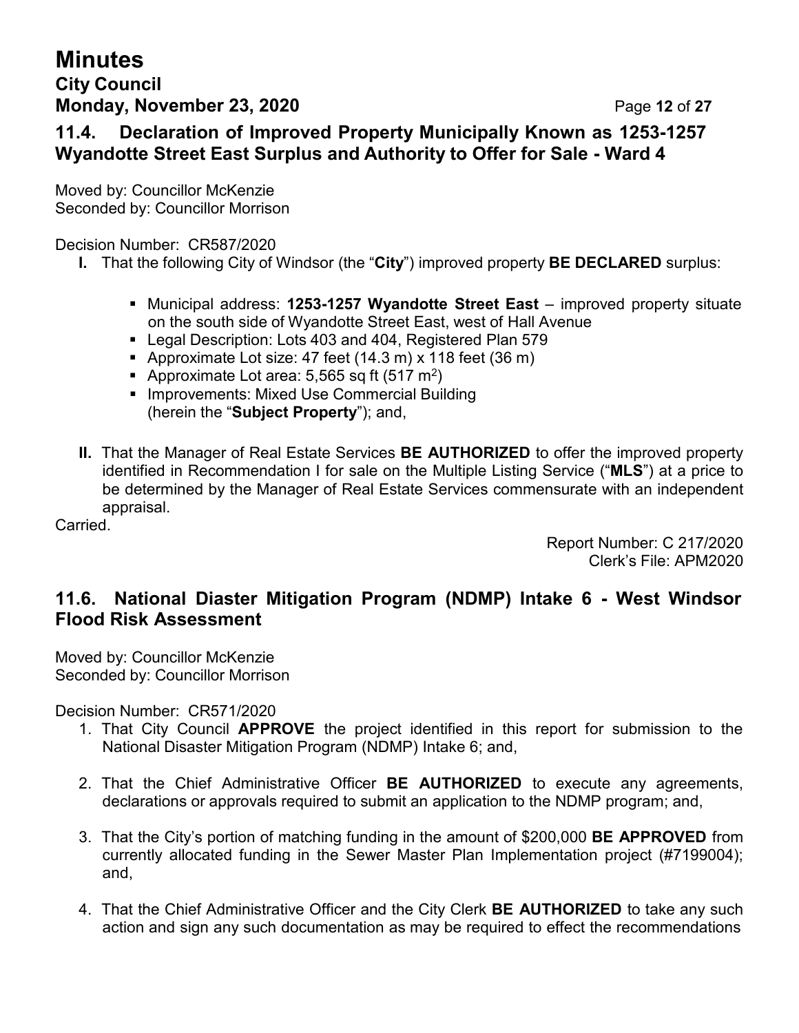### 11.4. Declaration of Improved Property Municipally Known as 1253-1257 Wyandotte Street East Surplus and Authority to Offer for Sale - Ward 4

Moved by: Councillor McKenzie
Seconded by: Councillor Morrison

Decision Number: CR587/2020

**I.** That the following City of Windsor (the "**City**") improved property **BE DECLARED** surplus:

- Municipal address: **1253-1257 Wyandotte Street East** – improved property situate on the south side of Wyandotte Street East, west of Hall Avenue
- Legal Description: Lots 403 and 404, Registered Plan 579
- Approximate Lot size: 47 feet (14.3 m) x 118 feet (36 m)
- Approximate Lot area: 5,565 sq ft (517 $m^2$)
- Improvements: Mixed Use Commercial Building (herein the "**Subject Property**"); and,

**II.** That the Manager of Real Estate Services **BE AUTHORIZED** to offer the improved property identified in Recommendation I for sale on the Multiple Listing Service ("**MLS**") at a price to be determined by the Manager of Real Estate Services commensurate with an independent appraisal.

Carried.

Report Number: C 217/2020
Clerk's File: APM2020

### 11.6. National Diaster Mitigation Program (NDMP) Intake 6 - West Windsor Flood Risk Assessment

Moved by: Councillor McKenzie
Seconded by: Councillor Morrison

Decision Number: CR571/2020

1. That City Council **APPROVE** the project identified in this report for submission to the National Disaster Mitigation Program (NDMP) Intake 6; and,
2. That the Chief Administrative Officer **BE AUTHORIZED** to execute any agreements, declarations or approvals required to submit an application to the NDMP program; and,
3. That the City's portion of matching funding in the amount of $200,000 **BE APPROVED** from currently allocated funding in the Sewer Master Plan Implementation project (#7199004); and,
4. That the Chief Administrative Officer and the City Clerk **BE AUTHORIZED** to take any such action and sign any such documentation as may be required to effect the recommendations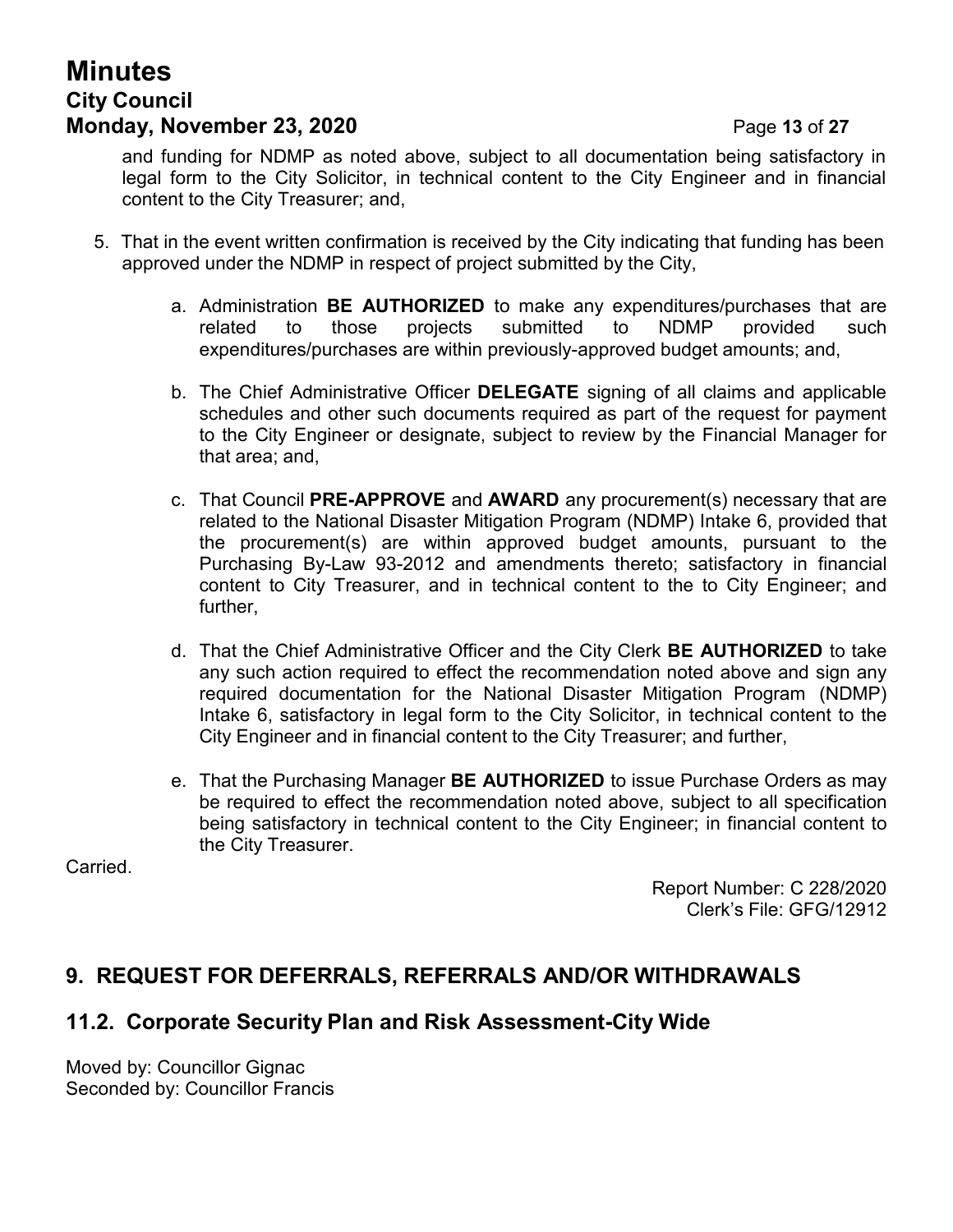and funding for NDMP as noted above, subject to all documentation being satisfactory in legal form to the City Solicitor, in technical content to the City Engineer and in financial content to the City Treasurer; and,

5. That in the event written confirmation is received by the City indicating that funding has been approved under the NDMP in respect of project submitted by the City,

    a. Administration **BE AUTHORIZED** to make any expenditures/purchases that are related to those projects submitted to NDMP provided such expenditures/purchases are within previously-approved budget amounts; and,

    b. The Chief Administrative Officer **DELEGATE** signing of all claims and applicable schedules and other such documents required as part of the request for payment to the City Engineer or designate, subject to review by the Financial Manager for that area; and,

    c. That Council **PRE-APPROVE** and **AWARD** any procurement(s) necessary that are related to the National Disaster Mitigation Program (NDMP) Intake 6, provided that the procurement(s) are within approved budget amounts, pursuant to the Purchasing By-Law 93-2012 and amendments thereto; satisfactory in financial content to City Treasurer, and in technical content to the to City Engineer; and further,

    d. That the Chief Administrative Officer and the City Clerk **BE AUTHORIZED** to take any such action required to effect the recommendation noted above and sign any required documentation for the National Disaster Mitigation Program (NDMP) Intake 6, satisfactory in legal form to the City Solicitor, in technical content to the City Engineer and in financial content to the City Treasurer; and further,

    e. That the Purchasing Manager **BE AUTHORIZED** to issue Purchase Orders as may be required to effect the recommendation noted above, subject to all specification being satisfactory in technical content to the City Engineer; in financial content to the City Treasurer.

Carried.

Report Number: C 228/2020
Clerk's File: GFG/12912

## 9. REQUEST FOR DEFERRALS, REFERRALS AND/OR WITHDRAWALS

## 11.2. Corporate Security Plan and Risk Assessment-City Wide

Moved by: Councillor Gignac
Seconded by: Councillor Francis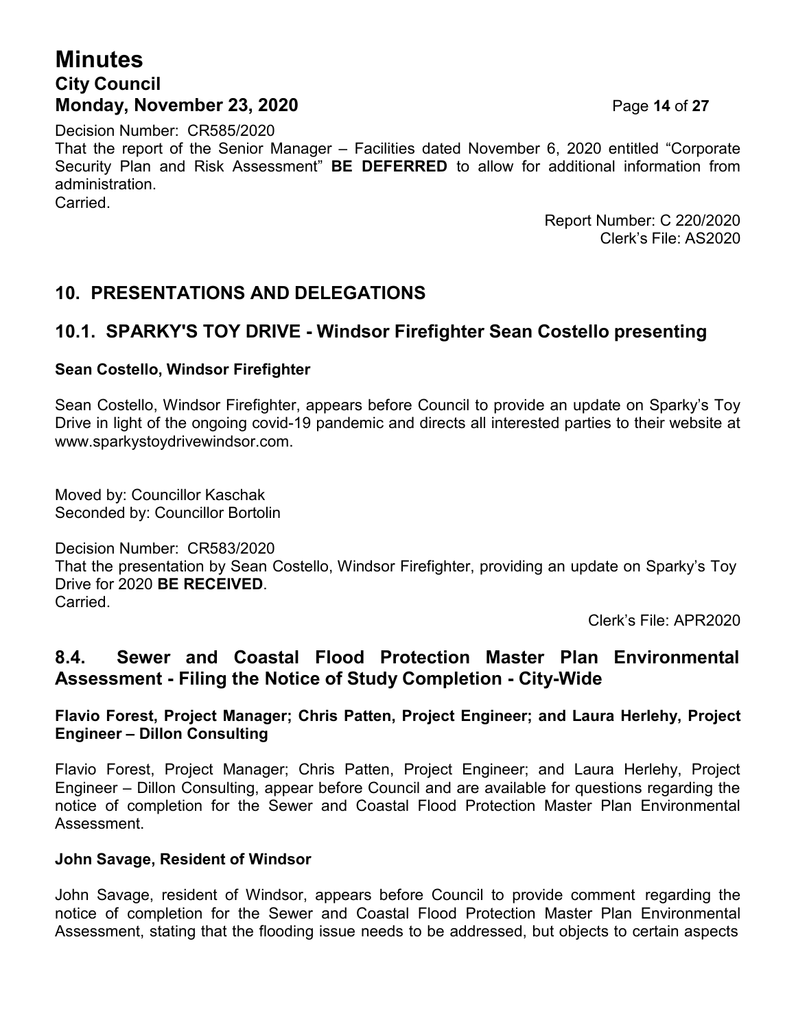Decision Number: CR585/2020
That the report of the Senior Manager – Facilities dated November 6, 2020 entitled "Corporate Security Plan and Risk Assessment" **BE DEFERRED** to allow for additional information from administration.
Carried.

Report Number: C 220/2020
Clerk's File: AS2020

## 10. PRESENTATIONS AND DELEGATIONS

### 10.1. SPARKY'S TOY DRIVE - Windsor Firefighter Sean Costello presenting

**Sean Costello, Windsor Firefighter**

Sean Costello, Windsor Firefighter, appears before Council to provide an update on Sparky's Toy Drive in light of the ongoing covid-19 pandemic and directs all interested parties to their website at www.sparkystoydrivewindsor.com.

Moved by: Councillor Kaschak
Seconded by: Councillor Bortolin

Decision Number: CR583/2020
That the presentation by Sean Costello, Windsor Firefighter, providing an update on Sparky's Toy Drive for 2020 **BE RECEIVED**.
Carried.

Clerk's File: APR2020

### 8.4. Sewer and Coastal Flood Protection Master Plan Environmental Assessment - Filing the Notice of Study Completion - City-Wide

**Flavio Forest, Project Manager; Chris Patten, Project Engineer; and Laura Herlehy, Project Engineer – Dillon Consulting**

Flavio Forest, Project Manager; Chris Patten, Project Engineer; and Laura Herlehy, Project Engineer – Dillon Consulting, appear before Council and are available for questions regarding the notice of completion for the Sewer and Coastal Flood Protection Master Plan Environmental Assessment.

**John Savage, Resident of Windsor**

John Savage, resident of Windsor, appears before Council to provide comment regarding the notice of completion for the Sewer and Coastal Flood Protection Master Plan Environmental Assessment, stating that the flooding issue needs to be addressed, but objects to certain aspects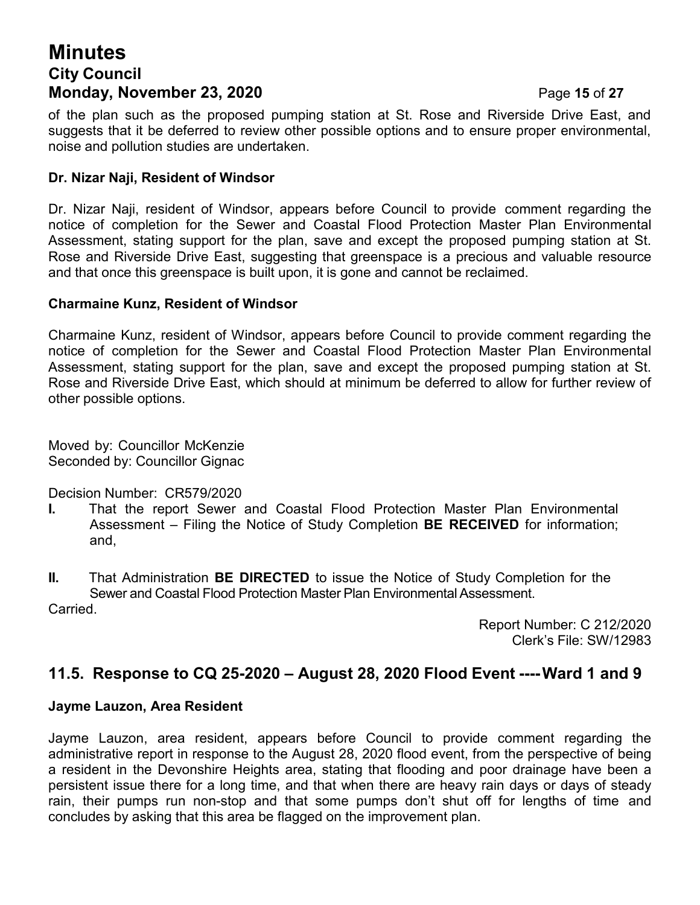of the plan such as the proposed pumping station at St. Rose and Riverside Drive East, and suggests that it be deferred to review other possible options and to ensure proper environmental, noise and pollution studies are undertaken.

**Dr. Nizar Naji, Resident of Windsor**

Dr. Nizar Naji, resident of Windsor, appears before Council to provide comment regarding the notice of completion for the Sewer and Coastal Flood Protection Master Plan Environmental Assessment, stating support for the plan, save and except the proposed pumping station at St. Rose and Riverside Drive East, suggesting that greenspace is a precious and valuable resource and that once this greenspace is built upon, it is gone and cannot be reclaimed.

**Charmaine Kunz, Resident of Windsor**

Charmaine Kunz, resident of Windsor, appears before Council to provide comment regarding the notice of completion for the Sewer and Coastal Flood Protection Master Plan Environmental Assessment, stating support for the plan, save and except the proposed pumping station at St. Rose and Riverside Drive East, which should at minimum be deferred to allow for further review of other possible options.

Moved by: Councillor McKenzie
Seconded by: Councillor Gignac

Decision Number: CR579/2020

**I.** That the report Sewer and Coastal Flood Protection Master Plan Environmental Assessment – Filing the Notice of Study Completion **BE RECEIVED** for information; and,

**II.** That Administration **BE DIRECTED** to issue the Notice of Study Completion for the Sewer and Coastal Flood Protection Master Plan Environmental Assessment.

Carried.

Report Number: C 212/2020
Clerk's File: SW/12983

## 11.5. Response to CQ 25-2020 – August 28, 2020 Flood Event ---- Ward 1 and 9

**Jayme Lauzon, Area Resident**

Jayme Lauzon, area resident, appears before Council to provide comment regarding the administrative report in response to the August 28, 2020 flood event, from the perspective of being a resident in the Devonshire Heights area, stating that flooding and poor drainage have been a persistent issue there for a long time, and that when there are heavy rain days or days of steady rain, their pumps run non-stop and that some pumps don't shut off for lengths of time and concludes by asking that this area be flagged on the improvement plan.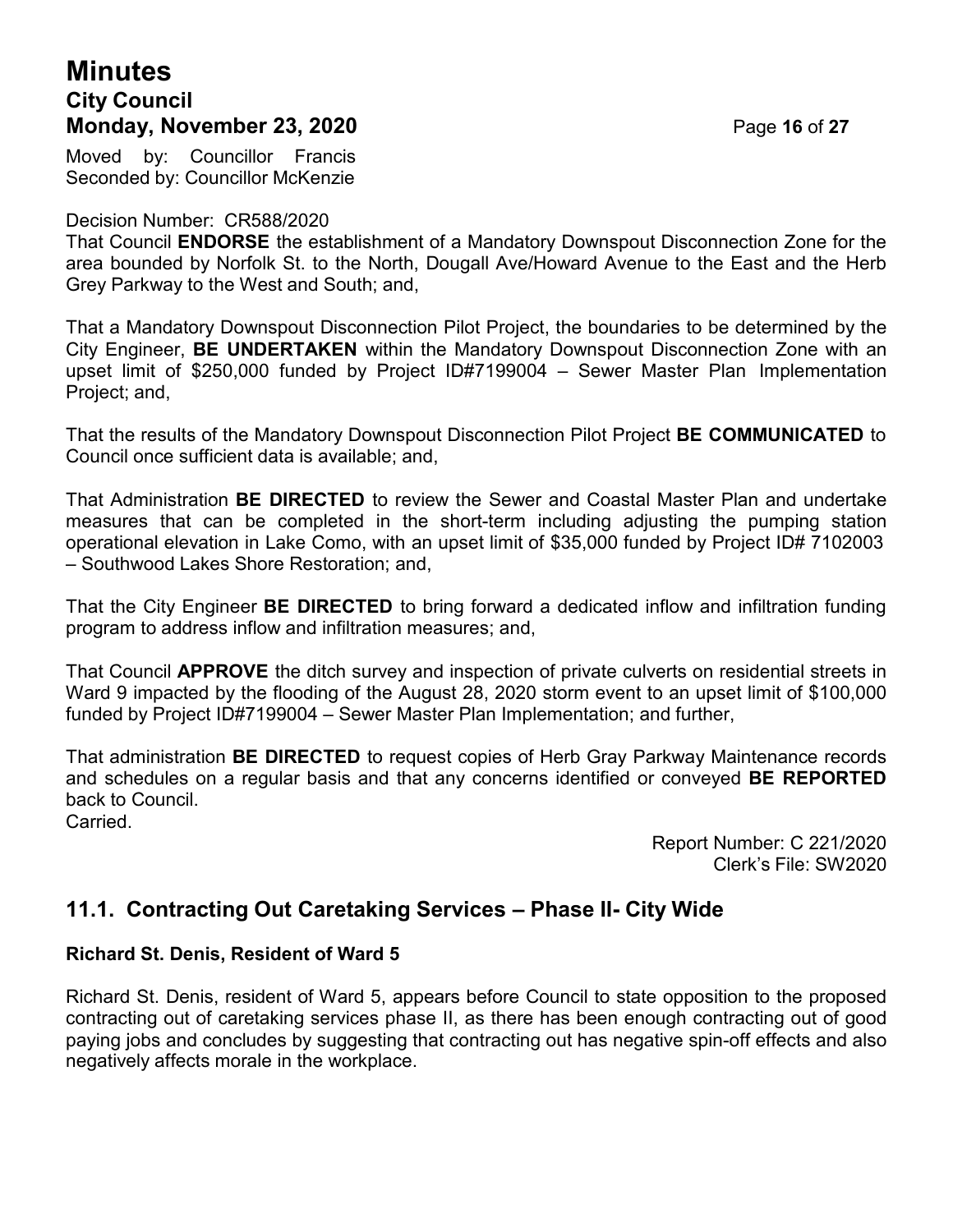Moved by: Councillor Francis
Seconded by: Councillor McKenzie

Decision Number: CR588/2020
That Council **ENDORSE** the establishment of a Mandatory Downspout Disconnection Zone for the area bounded by Norfolk St. to the North, Dougall Ave/Howard Avenue to the East and the Herb Grey Parkway to the West and South; and,

That a Mandatory Downspout Disconnection Pilot Project, the boundaries to be determined by the City Engineer, **BE UNDERTAKEN** within the Mandatory Downspout Disconnection Zone with an upset limit of $250,000 funded by Project ID#7199004 – Sewer Master Plan Implementation Project; and,

That the results of the Mandatory Downspout Disconnection Pilot Project **BE COMMUNICATED** to Council once sufficient data is available; and,

That Administration **BE DIRECTED** to review the Sewer and Coastal Master Plan and undertake measures that can be completed in the short-term including adjusting the pumping station operational elevation in Lake Como, with an upset limit of $35,000 funded by Project ID# 7102003 – Southwood Lakes Shore Restoration; and,

That the City Engineer **BE DIRECTED** to bring forward a dedicated inflow and infiltration funding program to address inflow and infiltration measures; and,

That Council **APPROVE** the ditch survey and inspection of private culverts on residential streets in Ward 9 impacted by the flooding of the August 28, 2020 storm event to an upset limit of $100,000 funded by Project ID#7199004 – Sewer Master Plan Implementation; and further,

That administration **BE DIRECTED** to request copies of Herb Gray Parkway Maintenance records and schedules on a regular basis and that any concerns identified or conveyed **BE REPORTED** back to Council.
Carried.

Report Number: C 221/2020
Clerk's File: SW2020

## 11.1. Contracting Out Caretaking Services – Phase II- City Wide

**Richard St. Denis, Resident of Ward 5**

Richard St. Denis, resident of Ward 5, appears before Council to state opposition to the proposed contracting out of caretaking services phase II, as there has been enough contracting out of good paying jobs and concludes by suggesting that contracting out has negative spin-off effects and also negatively affects morale in the workplace.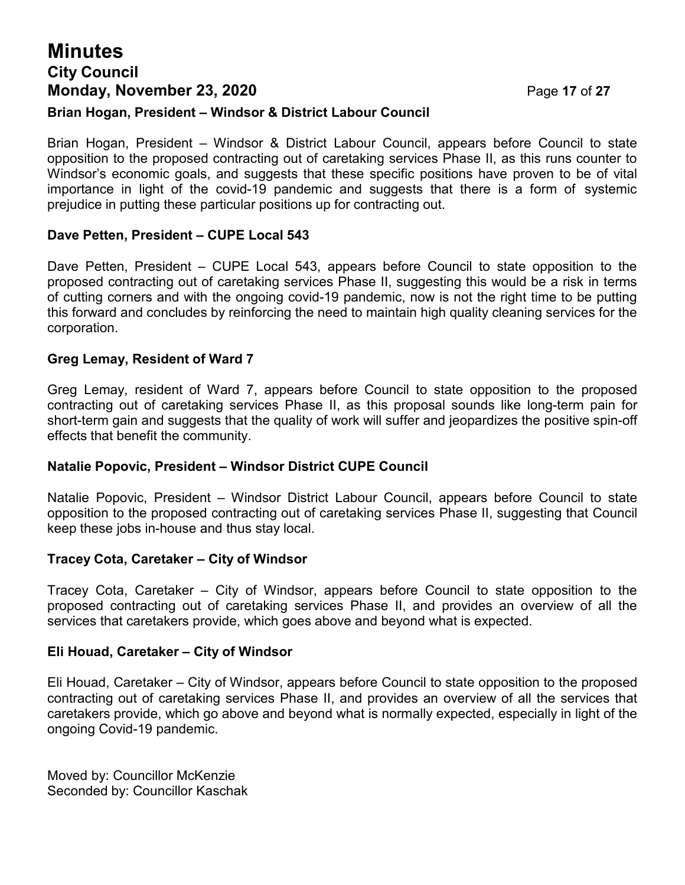### Brian Hogan, President – Windsor & District Labour Council

Brian Hogan, President – Windsor & District Labour Council, appears before Council to state opposition to the proposed contracting out of caretaking services Phase II, as this runs counter to Windsor's economic goals, and suggests that these specific positions have proven to be of vital importance in light of the covid-19 pandemic and suggests that there is a form of systemic prejudice in putting these particular positions up for contracting out.

### Dave Petten, President – CUPE Local 543

Dave Petten, President – CUPE Local 543, appears before Council to state opposition to the proposed contracting out of caretaking services Phase II, suggesting this would be a risk in terms of cutting corners and with the ongoing covid-19 pandemic, now is not the right time to be putting this forward and concludes by reinforcing the need to maintain high quality cleaning services for the corporation.

### Greg Lemay, Resident of Ward 7

Greg Lemay, resident of Ward 7, appears before Council to state opposition to the proposed contracting out of caretaking services Phase II, as this proposal sounds like long-term pain for short-term gain and suggests that the quality of work will suffer and jeopardizes the positive spin-off effects that benefit the community.

### Natalie Popovic, President – Windsor District CUPE Council

Natalie Popovic, President – Windsor District Labour Council, appears before Council to state opposition to the proposed contracting out of caretaking services Phase II, suggesting that Council keep these jobs in-house and thus stay local.

### Tracey Cota, Caretaker – City of Windsor

Tracey Cota, Caretaker – City of Windsor, appears before Council to state opposition to the proposed contracting out of caretaking services Phase II, and provides an overview of all the services that caretakers provide, which goes above and beyond what is expected.

### Eli Houad, Caretaker – City of Windsor

Eli Houad, Caretaker – City of Windsor, appears before Council to state opposition to the proposed contracting out of caretaking services Phase II, and provides an overview of all the services that caretakers provide, which go above and beyond what is normally expected, especially in light of the ongoing Covid-19 pandemic.

Moved by: Councillor McKenzie
Seconded by: Councillor Kaschak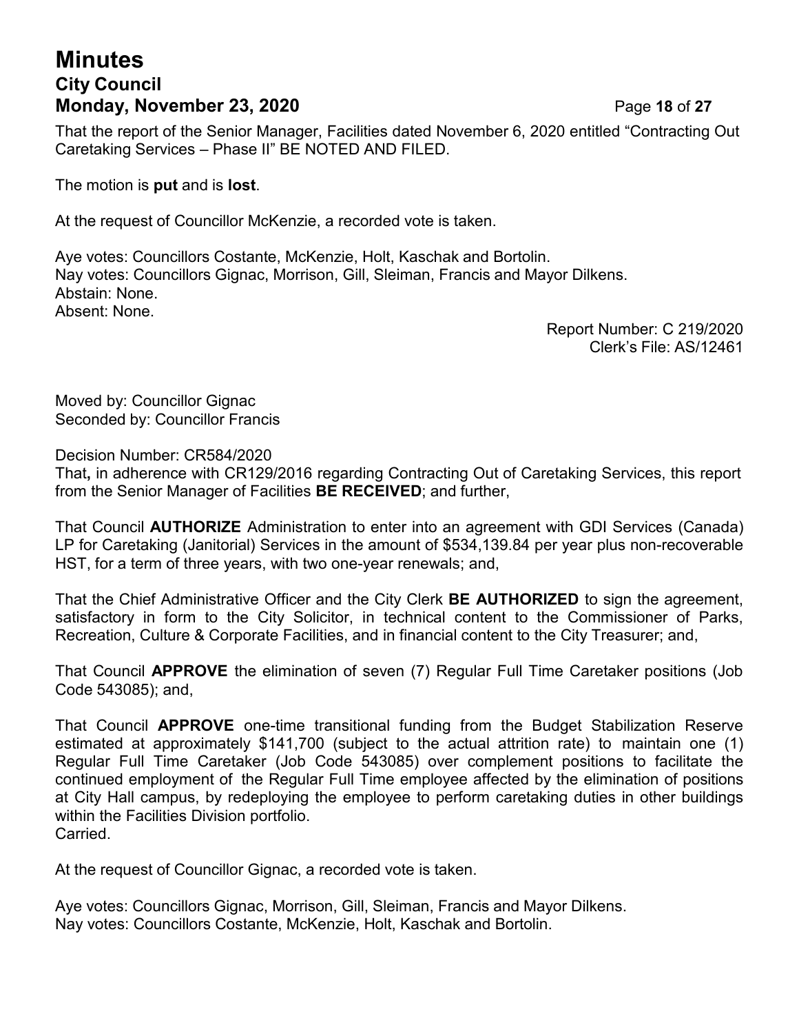That the report of the Senior Manager, Facilities dated November 6, 2020 entitled “Contracting Out Caretaking Services – Phase II” BE NOTED AND FILED.

The motion is **put** and is **lost**.

At the request of Councillor McKenzie, a recorded vote is taken.

Aye votes: Councillors Costante, McKenzie, Holt, Kaschak and Bortolin.
Nay votes: Councillors Gignac, Morrison, Gill, Sleiman, Francis and Mayor Dilkens.
Abstain: None.
Absent: None.

Report Number: C 219/2020
Clerk’s File: AS/12461

Moved by: Councillor Gignac
Seconded by: Councillor Francis

Decision Number: CR584/2020
That**,** in adherence with CR129/2016 regarding Contracting Out of Caretaking Services, this report from the Senior Manager of Facilities **BE RECEIVED**; and further,

That Council **AUTHORIZE** Administration to enter into an agreement with GDI Services (Canada) LP for Caretaking (Janitorial) Services in the amount of $534,139.84 per year plus non-recoverable HST, for a term of three years, with two one-year renewals; and,

That the Chief Administrative Officer and the City Clerk **BE AUTHORIZED** to sign the agreement, satisfactory in form to the City Solicitor, in technical content to the Commissioner of Parks, Recreation, Culture & Corporate Facilities, and in financial content to the City Treasurer; and,

That Council **APPROVE** the elimination of seven (7) Regular Full Time Caretaker positions (Job Code 543085); and,

That Council **APPROVE** one-time transitional funding from the Budget Stabilization Reserve estimated at approximately $141,700 (subject to the actual attrition rate) to maintain one (1) Regular Full Time Caretaker (Job Code 543085) over complement positions to facilitate the continued employment of the Regular Full Time employee affected by the elimination of positions at City Hall campus, by redeploying the employee to perform caretaking duties in other buildings within the Facilities Division portfolio.
Carried.

At the request of Councillor Gignac, a recorded vote is taken.

Aye votes: Councillors Gignac, Morrison, Gill, Sleiman, Francis and Mayor Dilkens.
Nay votes: Councillors Costante, McKenzie, Holt, Kaschak and Bortolin.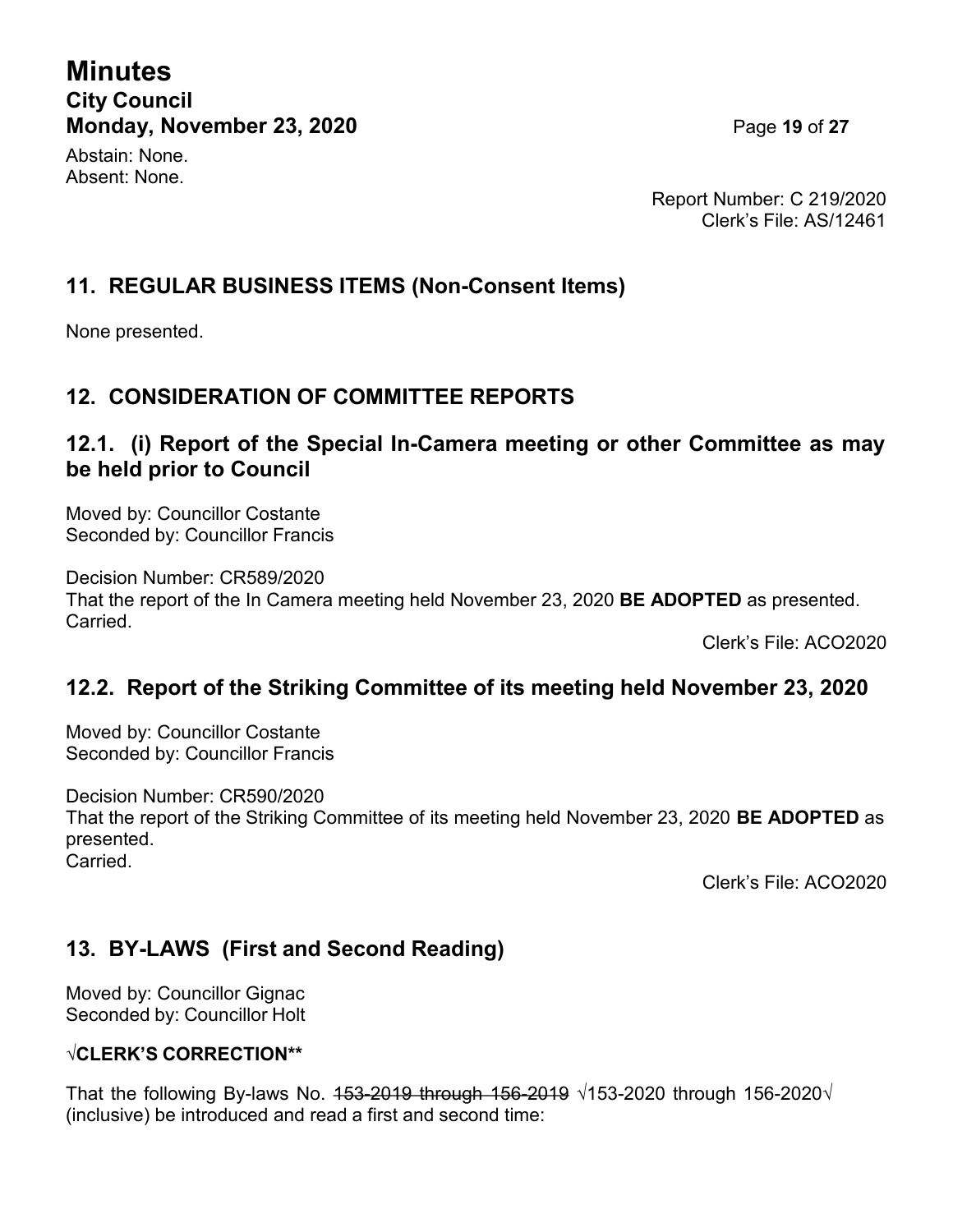Abstain: None.
Absent: None.

Report Number: C 219/2020
Clerk's File: AS/12461

## 11. REGULAR BUSINESS ITEMS (Non-Consent Items)

None presented.

## 12. CONSIDERATION OF COMMITTEE REPORTS

### 12.1. (i) Report of the Special In-Camera meeting or other Committee as may be held prior to Council

Moved by: Councillor Costante
Seconded by: Councillor Francis

Decision Number: CR589/2020
That the report of the In Camera meeting held November 23, 2020 **BE ADOPTED** as presented.
Carried.

Clerk's File: ACO2020

### 12.2. Report of the Striking Committee of its meeting held November 23, 2020

Moved by: Councillor Costante
Seconded by: Councillor Francis

Decision Number: CR590/2020
That the report of the Striking Committee of its meeting held November 23, 2020 **BE ADOPTED** as presented.
Carried.

Clerk's File: ACO2020

## 13. BY-LAWS (First and Second Reading)

Moved by: Councillor Gignac
Seconded by: Councillor Holt

**√CLERK'S CORRECTION****

That the following By-laws No. ~~153-2019 through 156-2019~~ √153-2020 through 156-2020√ (inclusive) be introduced and read a first and second time: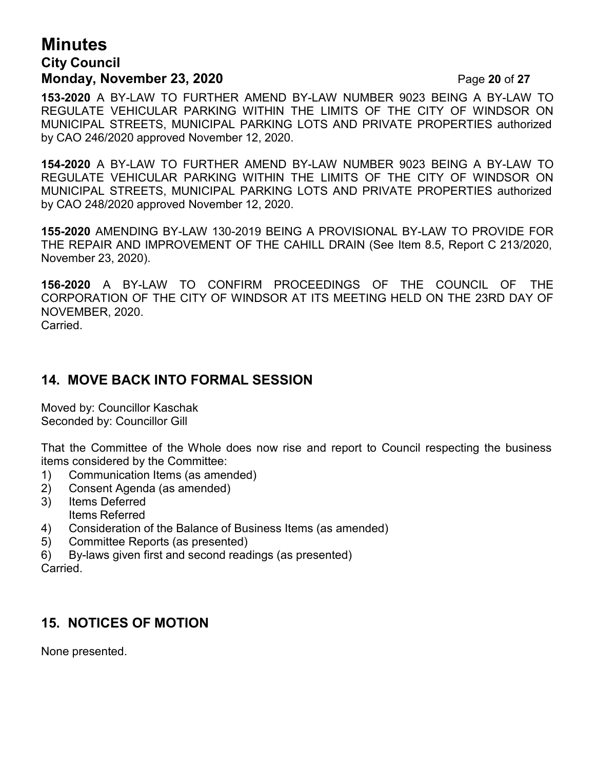**153-2020** A BY-LAW TO FURTHER AMEND BY-LAW NUMBER 9023 BEING A BY-LAW TO REGULATE VEHICULAR PARKING WITHIN THE LIMITS OF THE CITY OF WINDSOR ON MUNICIPAL STREETS, MUNICIPAL PARKING LOTS AND PRIVATE PROPERTIES authorized by CAO 246/2020 approved November 12, 2020.

**154-2020** A BY-LAW TO FURTHER AMEND BY-LAW NUMBER 9023 BEING A BY-LAW TO REGULATE VEHICULAR PARKING WITHIN THE LIMITS OF THE CITY OF WINDSOR ON MUNICIPAL STREETS, MUNICIPAL PARKING LOTS AND PRIVATE PROPERTIES authorized by CAO 248/2020 approved November 12, 2020.

**155-2020** AMENDING BY-LAW 130-2019 BEING A PROVISIONAL BY-LAW TO PROVIDE FOR THE REPAIR AND IMPROVEMENT OF THE CAHILL DRAIN (See Item 8.5, Report C 213/2020, November 23, 2020).

**156-2020** A BY-LAW TO CONFIRM PROCEEDINGS OF THE COUNCIL OF THE CORPORATION OF THE CITY OF WINDSOR AT ITS MEETING HELD ON THE 23RD DAY OF NOVEMBER, 2020.
Carried.

## 14. MOVE BACK INTO FORMAL SESSION

Moved by: Councillor Kaschak
Seconded by: Councillor Gill

That the Committee of the Whole does now rise and report to Council respecting the business items considered by the Committee:

1) Communication Items (as amended)
2) Consent Agenda (as amended)
3) Items Deferred
   Items Referred
4) Consideration of the Balance of Business Items (as amended)
5) Committee Reports (as presented)
6) By-laws given first and second readings (as presented)

Carried.

## 15. NOTICES OF MOTION

None presented.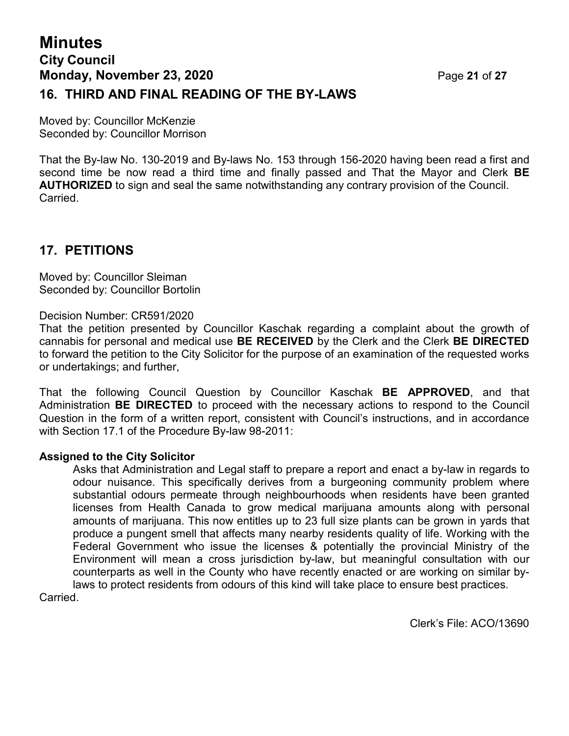## 16. THIRD AND FINAL READING OF THE BY-LAWS

Moved by: Councillor McKenzie
Seconded by: Councillor Morrison

That the By-law No. 130-2019 and By-laws No. 153 through 156-2020 having been read a first and second time be now read a third time and finally passed and That the Mayor and Clerk **BE AUTHORIZED** to sign and seal the same notwithstanding any contrary provision of the Council.
Carried.

## 17. PETITIONS

Moved by: Councillor Sleiman
Seconded by: Councillor Bortolin

Decision Number: CR591/2020
That the petition presented by Councillor Kaschak regarding a complaint about the growth of cannabis for personal and medical use **BE RECEIVED** by the Clerk and the Clerk **BE DIRECTED** to forward the petition to the City Solicitor for the purpose of an examination of the requested works or undertakings; and further,

That the following Council Question by Councillor Kaschak **BE APPROVED**, and that Administration **BE DIRECTED** to proceed with the necessary actions to respond to the Council Question in the form of a written report, consistent with Council's instructions, and in accordance with Section 17.1 of the Procedure By-law 98-2011:

**Assigned to the City Solicitor**

> Asks that Administration and Legal staff to prepare a report and enact a by-law in regards to odour nuisance. This specifically derives from a burgeoning community problem where substantial odours permeate through neighbourhoods when residents have been granted licenses from Health Canada to grow medical marijuana amounts along with personal amounts of marijuana. This now entitles up to 23 full size plants can be grown in yards that produce a pungent smell that affects many nearby residents quality of life. Working with the Federal Government who issue the licenses & potentially the provincial Ministry of the Environment will mean a cross jurisdiction by-law, but meaningful consultation with our counterparts as well in the County who have recently enacted or are working on similar by-laws to protect residents from odours of this kind will take place to ensure best practices.

Carried.

Clerk's File: ACO/13690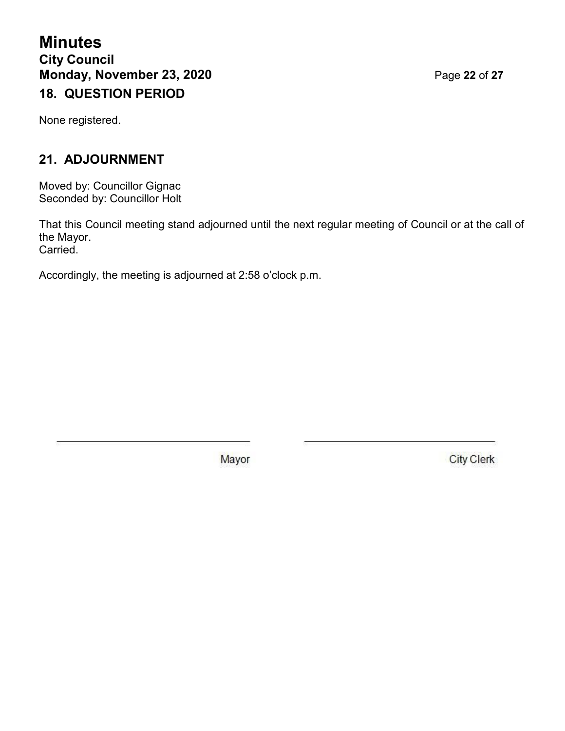## 18. QUESTION PERIOD

None registered.

## 21. ADJOURNMENT

Moved by: Councillor Gignac
Seconded by: Councillor Holt

That this Council meeting stand adjourned until the next regular meeting of Council or at the call of the Mayor.
Carried.

Accordingly, the meeting is adjourned at 2:58 o'clock p.m.

| \_\_\_\_\_\_\_\_\_\_\_\_\_\_\_\_\_\_\_\_\_\_\_\_\_\_\_\_\_\_ | \_\_\_\_\_\_\_\_\_\_\_\_\_\_\_\_\_\_\_\_\_\_\_\_\_\_\_\_\_\_ |
|---|---|
| Mayor | City Clerk |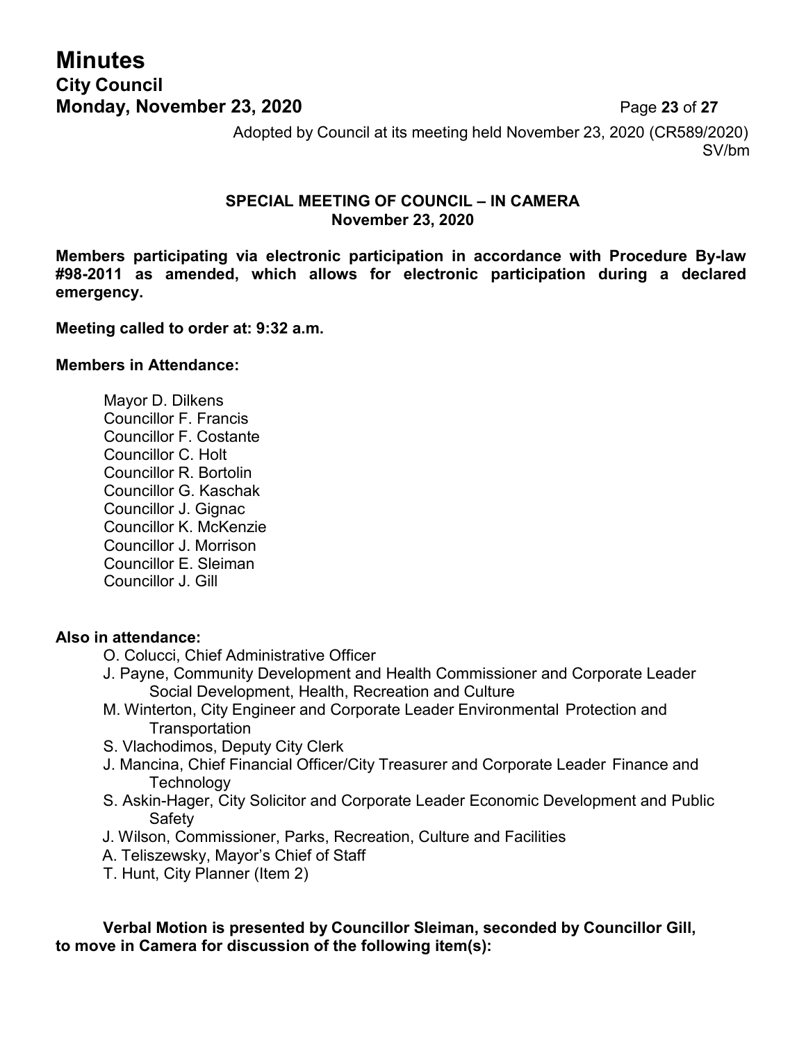Adopted by Council at its meeting held November 23, 2020 (CR589/2020)
SV/bm

**SPECIAL MEETING OF COUNCIL – IN CAMERA**
**November 23, 2020**

**Members participating via electronic participation in accordance with Procedure By-law #98-2011 as amended, which allows for electronic participation during a declared emergency.**

**Meeting called to order at: 9:32 a.m.**

**Members in Attendance:**

Mayor D. Dilkens
Councillor F. Francis
Councillor F. Costante
Councillor C. Holt
Councillor R. Bortolin
Councillor G. Kaschak
Councillor J. Gignac
Councillor K. McKenzie
Councillor J. Morrison
Councillor E. Sleiman
Councillor J. Gill

**Also in attendance:**

O. Colucci, Chief Administrative Officer
J. Payne, Community Development and Health Commissioner and Corporate Leader Social Development, Health, Recreation and Culture
M. Winterton, City Engineer and Corporate Leader Environmental Protection and Transportation
S. Vlachodimos, Deputy City Clerk
J. Mancina, Chief Financial Officer/City Treasurer and Corporate Leader Finance and Technology
S. Askin-Hager, City Solicitor and Corporate Leader Economic Development and Public Safety
J. Wilson, Commissioner, Parks, Recreation, Culture and Facilities
A. Teliszewsky, Mayor's Chief of Staff
T. Hunt, City Planner (Item 2)

**Verbal Motion is presented by Councillor Sleiman, seconded by Councillor Gill, to move in Camera for discussion of the following item(s):**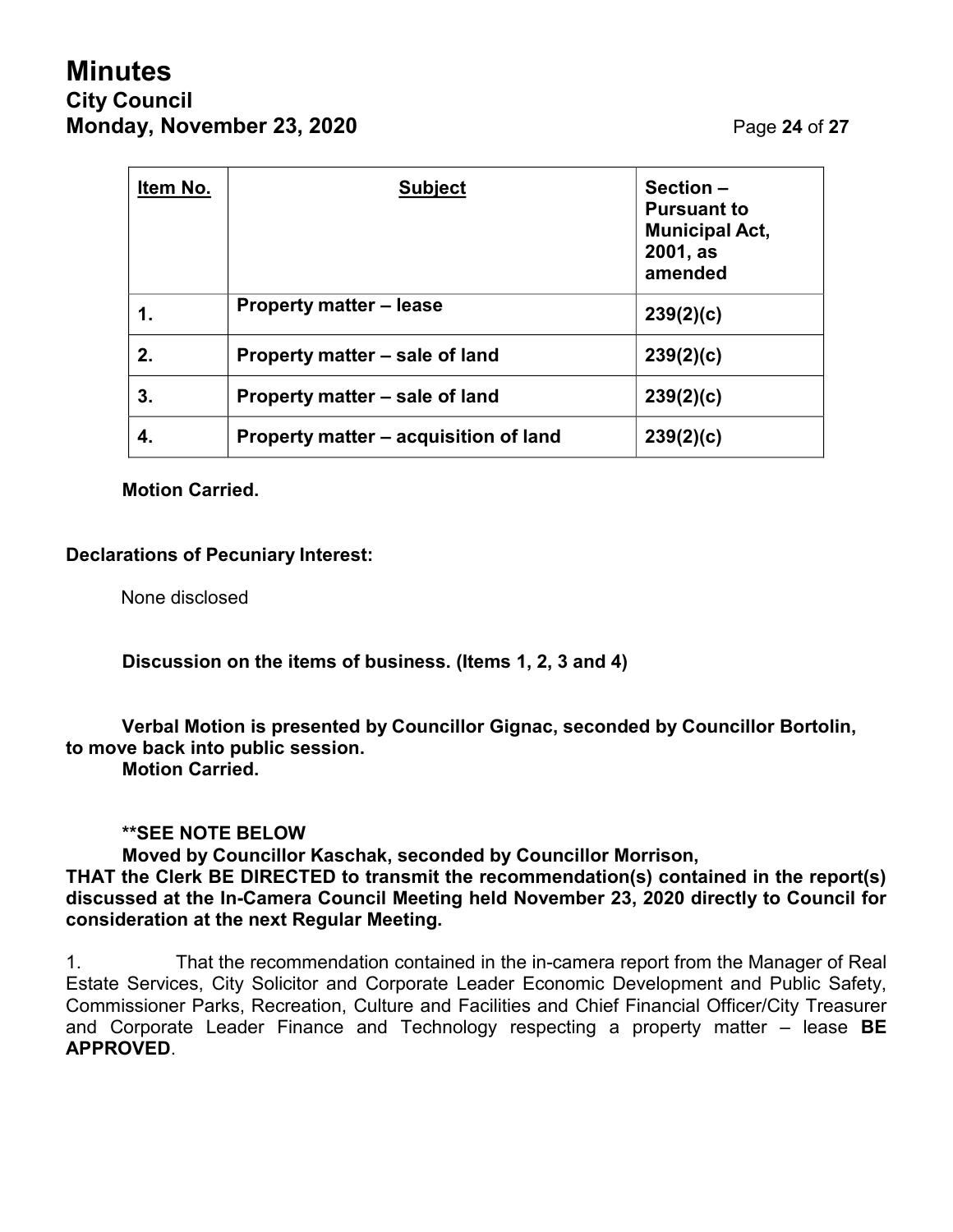| Item No. | Subject | Section – Pursuant to Municipal Act, 2001, as amended |
|---|---|---|
| 1. | **Property matter – lease** | **239(2)(c)** |
| 2. | **Property matter – sale of land** | **239(2)(c)** |
| 3. | **Property matter – sale of land** | **239(2)(c)** |
| 4. | **Property matter – acquisition of land** | **239(2)(c)** |

**Motion Carried.**

**Declarations of Pecuniary Interest:**

None disclosed

**Discussion on the items of business. (Items 1, 2, 3 and 4)**

**Verbal Motion is presented by Councillor Gignac, seconded by Councillor Bortolin, to move back into public session.**
**Motion Carried.**

****SEE NOTE BELOW**
**Moved by Councillor Kaschak, seconded by Councillor Morrison,**
**THAT the Clerk BE DIRECTED to transmit the recommendation(s) contained in the report(s) discussed at the In-Camera Council Meeting held November 23, 2020 directly to Council for consideration at the next Regular Meeting.**

1. That the recommendation contained in the in-camera report from the Manager of Real Estate Services, City Solicitor and Corporate Leader Economic Development and Public Safety, Commissioner Parks, Recreation, Culture and Facilities and Chief Financial Officer/City Treasurer and Corporate Leader Finance and Technology respecting a property matter – lease **BE APPROVED**.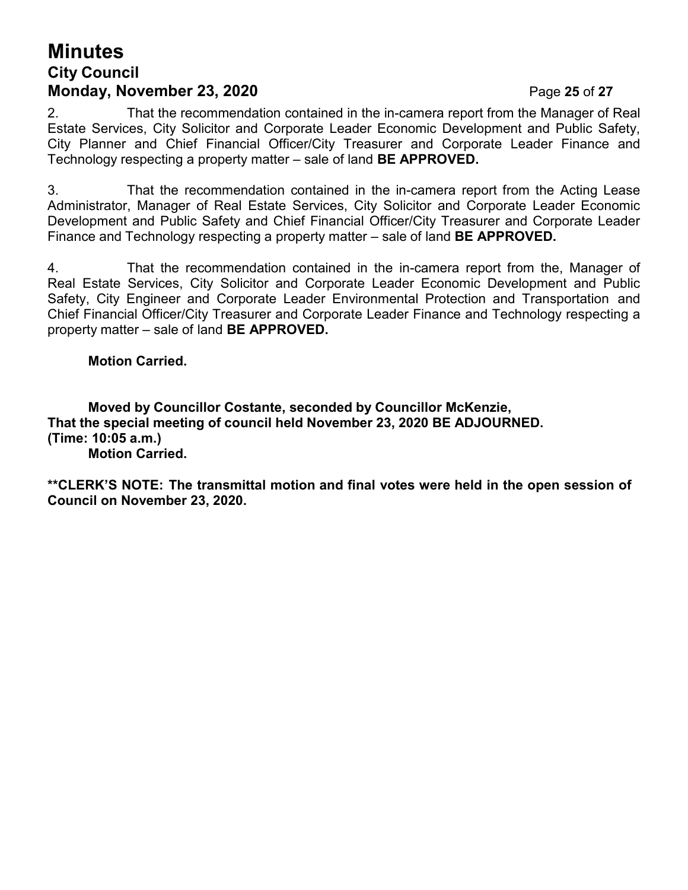2. That the recommendation contained in the in-camera report from the Manager of Real Estate Services, City Solicitor and Corporate Leader Economic Development and Public Safety, City Planner and Chief Financial Officer/City Treasurer and Corporate Leader Finance and Technology respecting a property matter – sale of land **BE APPROVED.**

3. That the recommendation contained in the in-camera report from the Acting Lease Administrator, Manager of Real Estate Services, City Solicitor and Corporate Leader Economic Development and Public Safety and Chief Financial Officer/City Treasurer and Corporate Leader Finance and Technology respecting a property matter – sale of land **BE APPROVED.**

4. That the recommendation contained in the in-camera report from the, Manager of Real Estate Services, City Solicitor and Corporate Leader Economic Development and Public Safety, City Engineer and Corporate Leader Environmental Protection and Transportation and Chief Financial Officer/City Treasurer and Corporate Leader Finance and Technology respecting a property matter – sale of land **BE APPROVED.**

**Motion Carried.**

**Moved by Councillor Costante, seconded by Councillor McKenzie,**
**That the special meeting of council held November 23, 2020 BE ADJOURNED.**
**(Time: 10:05 a.m.)**
**Motion Carried.**

**\*\*CLERK'S NOTE: The transmittal motion and final votes were held in the open session of Council on November 23, 2020.**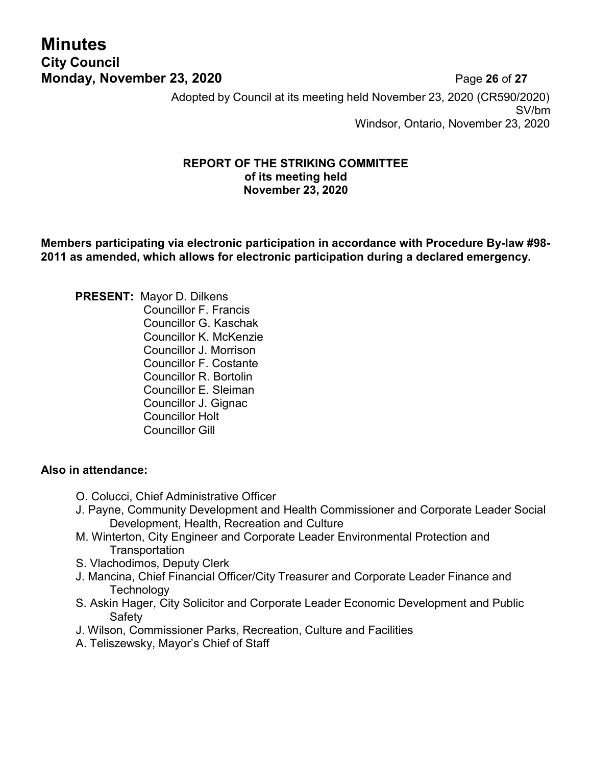Adopted by Council at its meeting held November 23, 2020 (CR590/2020)
SV/bm
Windsor, Ontario, November 23, 2020

**REPORT OF THE STRIKING COMMITTEE**
**of its meeting held**
**November 23, 2020**

**Members participating via electronic participation in accordance with Procedure By-law #98-2011 as amended, which allows for electronic participation during a declared emergency.**

**PRESENT:** Mayor D. Dilkens
Councillor F. Francis
Councillor G. Kaschak
Councillor K. McKenzie
Councillor J. Morrison
Councillor F. Costante
Councillor R. Bortolin
Councillor E. Sleiman
Councillor J. Gignac
Councillor Holt
Councillor Gill

**Also in attendance:**

- O. Colucci, Chief Administrative Officer
- J. Payne, Community Development and Health Commissioner and Corporate Leader Social Development, Health, Recreation and Culture
- M. Winterton, City Engineer and Corporate Leader Environmental Protection and Transportation
- S. Vlachodimos, Deputy Clerk
- J. Mancina, Chief Financial Officer/City Treasurer and Corporate Leader Finance and Technology
- S. Askin Hager, City Solicitor and Corporate Leader Economic Development and Public Safety
- J. Wilson, Commissioner Parks, Recreation, Culture and Facilities
- A. Teliszewsky, Mayor's Chief of Staff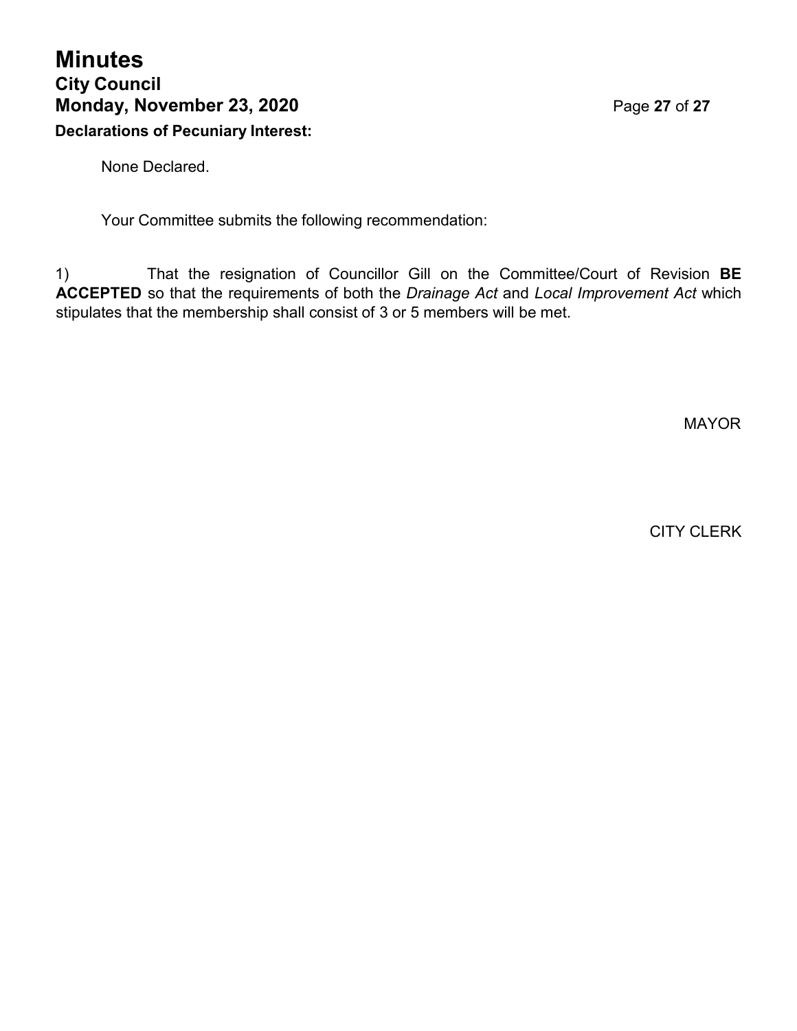**Declarations of Pecuniary Interest:**

None Declared.

Your Committee submits the following recommendation:

1) That the resignation of Councillor Gill on the Committee/Court of Revision **BE ACCEPTED** so that the requirements of both the *Drainage Act* and *Local Improvement Act* which stipulates that the membership shall consist of 3 or 5 members will be met.

MAYOR

CITY CLERK